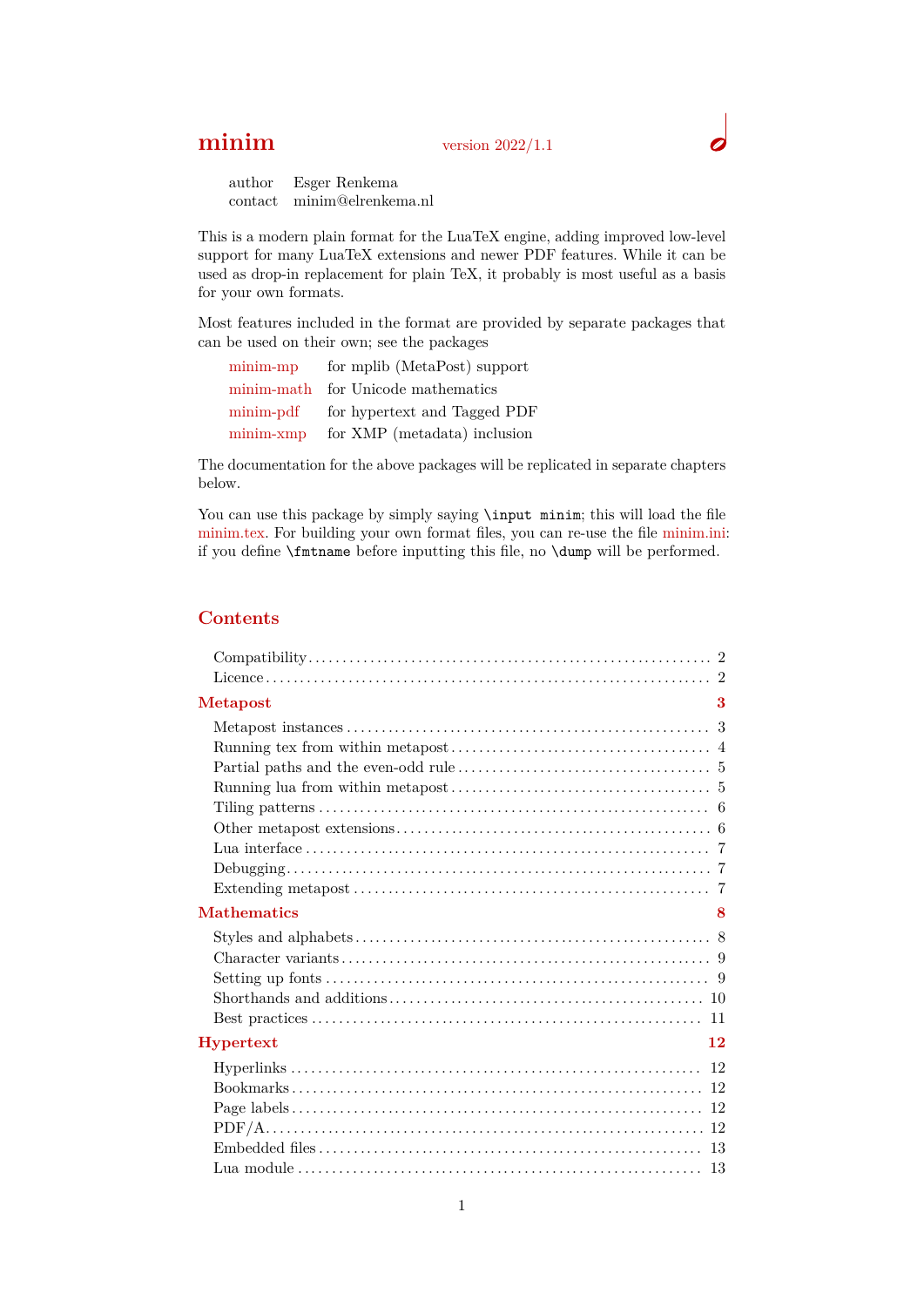# minim

version 2022/1.1

author Esger Renkema
contact minim@elrenkema.nl

This is a modern plain format for the LuaTeX engine, adding improved low-level support for many LuaTeX extensions and newer PDF features. While it can be used as drop-in replacement for plain TeX, it probably is most useful as a basis for your own formats.

Most features included in the format are provided by separate packages that can be used on their own; see the packages

| | |
|---|---|
| minim-mp | for mplib (MetaPost) support |
| minim-math | for Unicode mathematics |
| minim-pdf | for hypertext and Tagged PDF |
| minim-xmp | for XMP (metadata) inclusion |

The documentation for the above packages will be replicated in separate chapters below.

You can use this package by simply saying `\input minim`; this will load the file minim.tex. For building your own format files, you can re-use the file minim.ini: if you define `\fmtname` before inputting this file, no `\dump` will be performed.

## Contents

- Compatibility ... 2
- Licence ... 2

**Metapost** ... 3

- Metapost instances ... 3
- Running tex from within metapost ... 4
- Partial paths and the even-odd rule ... 5
- Running lua from within metapost ... 5
- Tiling patterns ... 6
- Other metapost extensions ... 6
- Lua interface ... 7
- Debugging ... 7
- Extending metapost ... 7

**Mathematics** ... 8

- Styles and alphabets ... 8
- Character variants ... 9
- Setting up fonts ... 9
- Shorthands and additions ... 10
- Best practices ... 11

**Hypertext** ... 12

- Hyperlinks ... 12
- Bookmarks ... 12
- Page labels ... 12
- PDF/A ... 12
- Embedded files ... 13
- Lua module ... 13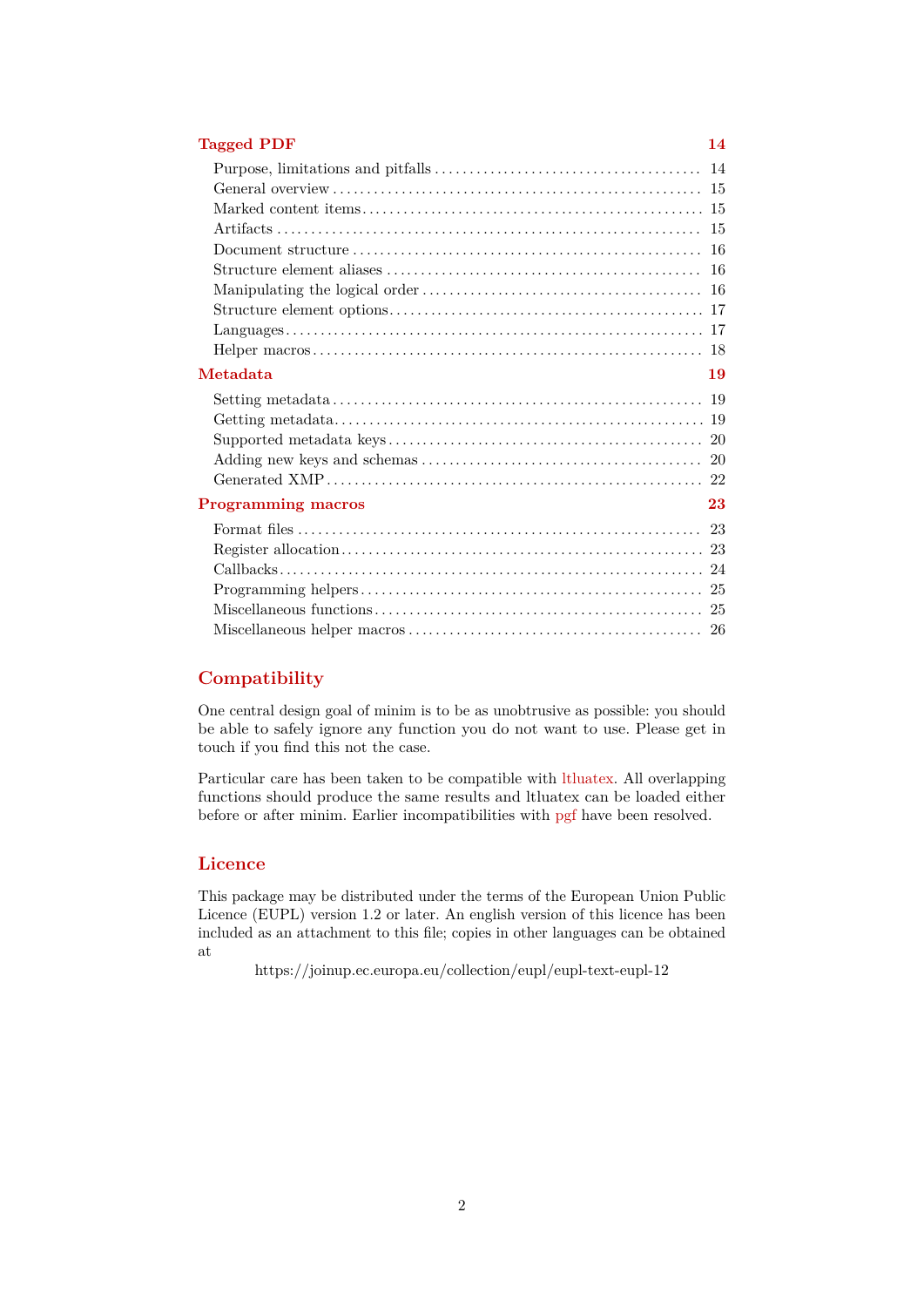**Tagged PDF** — 14

- Purpose, limitations and pitfalls — 14
- General overview — 15
- Marked content items — 15
- Artifacts — 15
- Document structure — 16
- Structure element aliases — 16
- Manipulating the logical order — 16
- Structure element options — 17
- Languages — 17
- Helper macros — 18

**Metadata** — 19

- Setting metadata — 19
- Getting metadata — 19
- Supported metadata keys — 20
- Adding new keys and schemas — 20
- Generated XMP — 22

**Programming macros** — 23

- Format files — 23
- Register allocation — 23
- Callbacks — 24
- Programming helpers — 25
- Miscellaneous functions — 25
- Miscellaneous helper macros — 26

## Compatibility

One central design goal of minim is to be as unobtrusive as possible: you should be able to safely ignore any function you do not want to use. Please get in touch if you find this not the case.

Particular care has been taken to be compatible with ltluatex. All overlapping functions should produce the same results and ltluatex can be loaded either before or after minim. Earlier incompatibilities with pgf have been resolved.

## Licence

This package may be distributed under the terms of the European Union Public Licence (EUPL) version 1.2 or later. An english version of this licence has been included as an attachment to this file; copies in other languages can be obtained at

https://joinup.ec.europa.eu/collection/eupl/eupl-text-eupl-12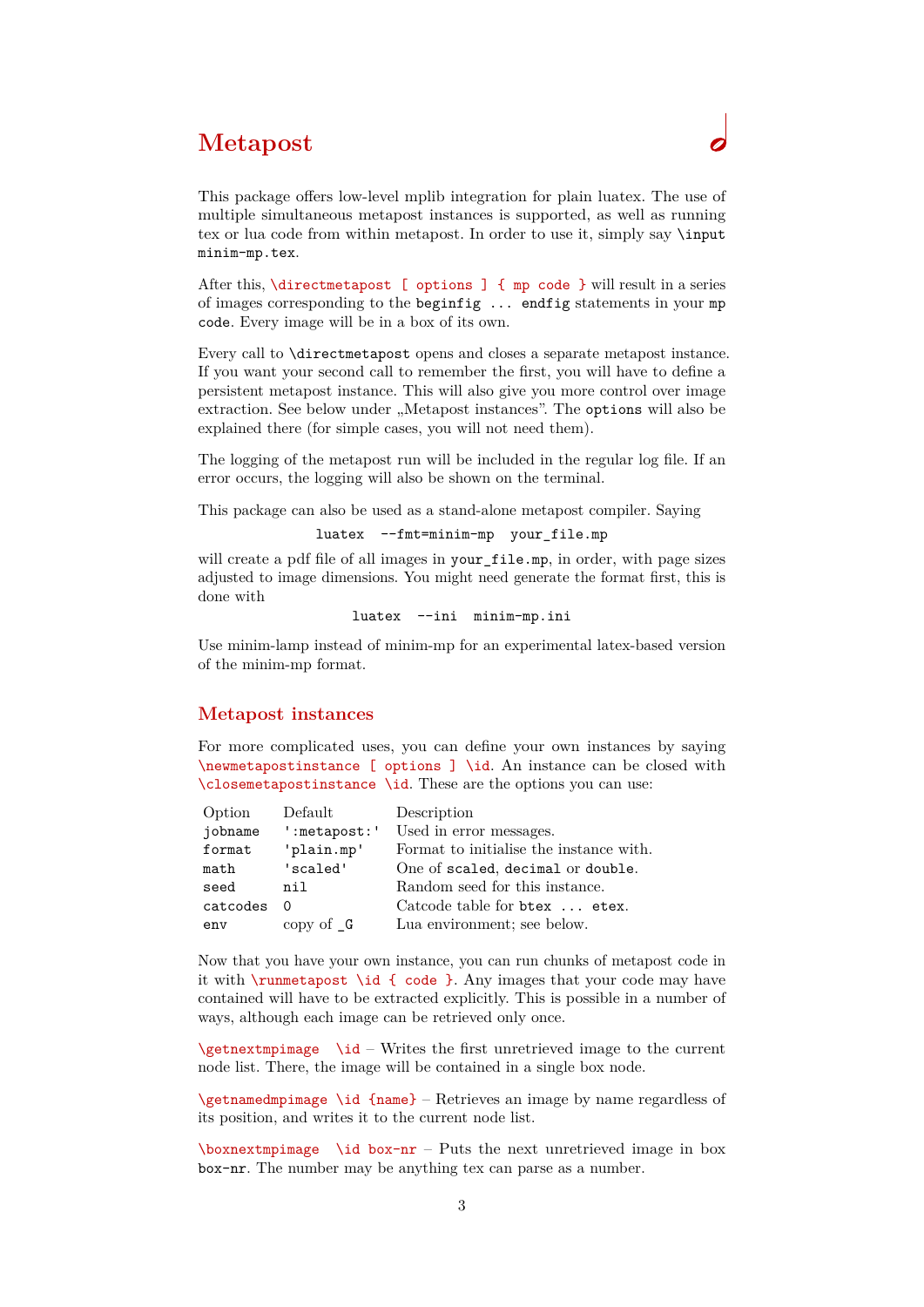# Metapost

This package offers low-level mplib integration for plain luatex. The use of multiple simultaneous metapost instances is supported, as well as running tex or lua code from within metapost. In order to use it, simply say `\input minim-mp.tex`.

After this, `\directmetapost [ options ] { mp code }` will result in a series of images corresponding to the `beginfig ... endfig` statements in your `mp code`. Every image will be in a box of its own.

Every call to `\directmetapost` opens and closes a separate metapost instance. If you want your second call to remember the first, you will have to define a persistent metapost instance. This will also give you more control over image extraction. See below under „Metapost instances". The `options` will also be explained there (for simple cases, you will not need them).

The logging of the metapost run will be included in the regular log file. If an error occurs, the logging will also be shown on the terminal.

This package can also be used as a stand-alone metapost compiler. Saying

```
luatex  --fmt=minim-mp  your_file.mp
```

will create a pdf file of all images in `your_file.mp`, in order, with page sizes adjusted to image dimensions. You might need generate the format first, this is done with

```
luatex  --ini  minim-mp.ini
```

Use minim-lamp instead of minim-mp for an experimental latex-based version of the minim-mp format.

## Metapost instances

For more complicated uses, you can define your own instances by saying `\newmetapostinstance [ options ] \id`. An instance can be closed with `\closemetapostinstance \id`. These are the options you can use:

| Option | Default | Description |
|---|---|---|
| `jobname` | `':metapost:'` | Used in error messages. |
| `format` | `'plain.mp'` | Format to initialise the instance with. |
| `math` | `'scaled'` | One of `scaled`, `decimal` or `double`. |
| `seed` | `nil` | Random seed for this instance. |
| `catcodes` | `0` | Catcode table for `btex ... etex`. |
| `env` | copy of `_G` | Lua environment; see below. |

Now that you have your own instance, you can run chunks of metapost code in it with `\runmetapost \id { code }`. Any images that your code may have contained will have to be extracted explicitly. This is possible in a number of ways, although each image can be retrieved only once.

`\getnextmpimage \id` – Writes the first unretrieved image to the current node list. There, the image will be contained in a single box node.

`\getnamedmpimage \id {name}` – Retrieves an image by name regardless of its position, and writes it to the current node list.

`\boxnextmpimage \id box-nr` – Puts the next unretrieved image in box `box-nr`. The number may be anything tex can parse as a number.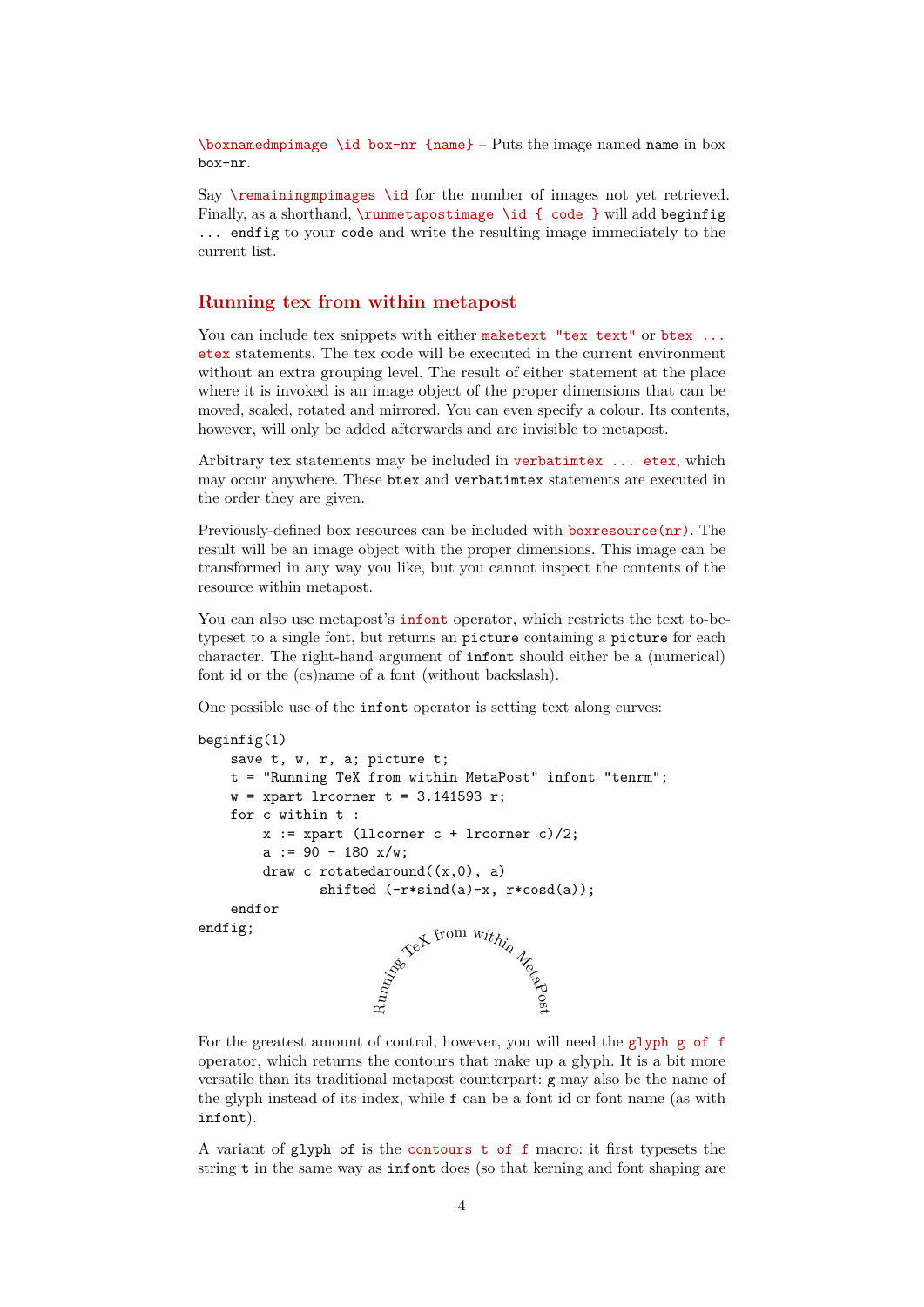`\boxnamedmpimage \id box-nr {name}` – Puts the image named `name` in box `box-nr`.

Say `\remainingmpimages \id` for the number of images not yet retrieved. Finally, as a shorthand, `\runmetapostimage \id { code }` will add `beginfig ... endfig` to your `code` and write the resulting image immediately to the current list.

## Running tex from within metapost

You can include tex snippets with either `maketext "tex text"` or `btex ... etex` statements. The tex code will be executed in the current environment without an extra grouping level. The result of either statement at the place where it is invoked is an image object of the proper dimensions that can be moved, scaled, rotated and mirrored. You can even specify a colour. Its contents, however, will only be added afterwards and are invisible to metapost.

Arbitrary tex statements may be included in `verbatimtex ... etex`, which may occur anywhere. These `btex` and `verbatimtex` statements are executed in the order they are given.

Previously-defined box resources can be included with `boxresource(nr)`. The result will be an image object with the proper dimensions. This image can be transformed in any way you like, but you cannot inspect the contents of the resource within metapost.

You can also use metapost's `infont` operator, which restricts the text to-be-typeset to a single font, but returns an `picture` containing a `picture` for each character. The right-hand argument of `infont` should either be a (numerical) font id or the (cs)name of a font (without backslash).

One possible use of the `infont` operator is setting text along curves:

```
beginfig(1)
    save t, w, r, a; picture t;
    t = "Running TeX from within MetaPost" infont "tenrm";
    w = xpart lrcorner t = 3.141593 r;
    for c within t :
        x := xpart (llcorner c + lrcorner c)/2;
        a := 90 - 180 x/w;
        draw c rotatedaround((x,0), a)
               shifted (-r*sind(a)-x, r*cosd(a));
    endfor
endfig;
```

Running TeX from within MetaPost

For the greatest amount of control, however, you will need the `glyph g of f` operator, which returns the contours that make up a glyph. It is a bit more versatile than its traditional metapost counterpart: `g` may also be the name of the glyph instead of its index, while `f` can be a font id or font name (as with `infont`).

A variant of `glyph of` is the `contours t of f` macro: it first typesets the string `t` in the same way as `infont` does (so that kerning and font shaping are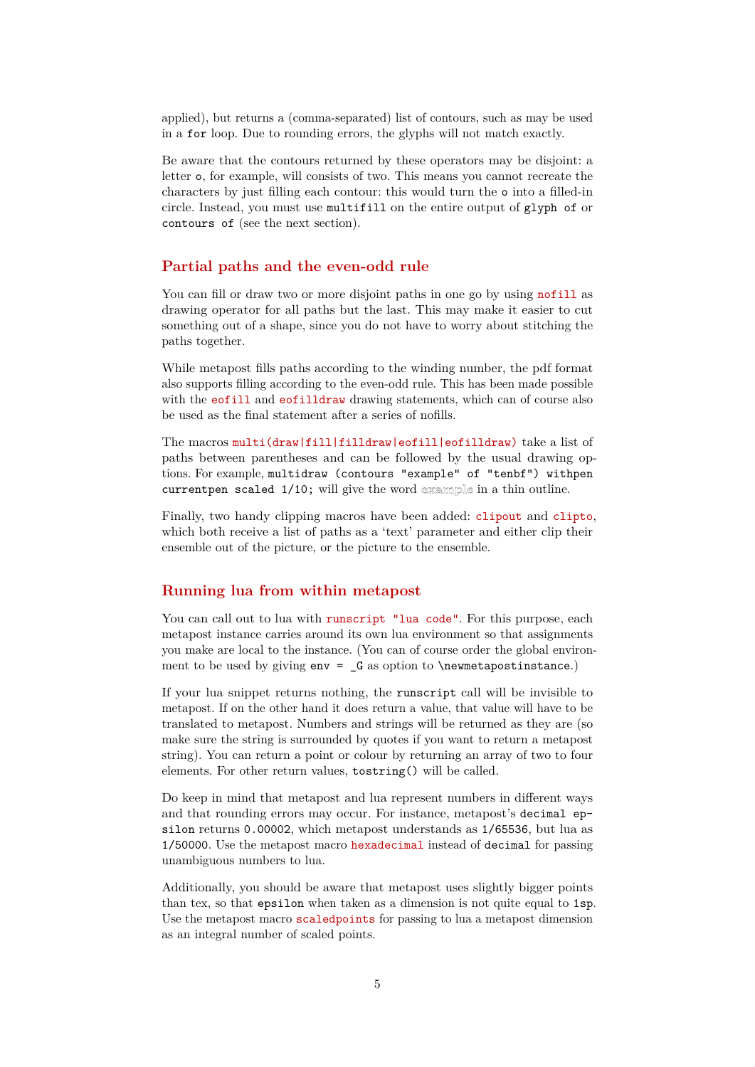applied), but returns a (comma-separated) list of contours, such as may be used in a `for` loop. Due to rounding errors, the glyphs will not match exactly.

Be aware that the contours returned by these operators may be disjoint: a letter `o`, for example, will consists of two. This means you cannot recreate the characters by just filling each contour: this would turn the `o` into a filled-in circle. Instead, you must use `multifill` on the entire output of `glyph of` or `contours of` (see the next section).

## Partial paths and the even-odd rule

You can fill or draw two or more disjoint paths in one go by using `nofill` as drawing operator for all paths but the last. This may make it easier to cut something out of a shape, since you do not have to worry about stitching the paths together.

While metapost fills paths according to the winding number, the pdf format also supports filling according to the even-odd rule. This has been made possible with the `eofill` and `eofilldraw` drawing statements, which can of course also be used as the final statement after a series of nofills.

The macros `multi(draw|fill|filldraw|eofill|eofilldraw)` take a list of paths between parentheses and can be followed by the usual drawing options. For example, `multidraw (contours "example" of "tenbf") withpen currentpen scaled 1/10;` will give the word example in a thin outline.

Finally, two handy clipping macros have been added: `clipout` and `clipto`, which both receive a list of paths as a 'text' parameter and either clip their ensemble out of the picture, or the picture to the ensemble.

## Running lua from within metapost

You can call out to lua with `runscript "lua code"`. For this purpose, each metapost instance carries around its own lua environment so that assignments you make are local to the instance. (You can of course order the global environment to be used by giving `env = _G` as option to `\newmetapostinstance`.)

If your lua snippet returns nothing, the `runscript` call will be invisible to metapost. If on the other hand it does return a value, that value will have to be translated to metapost. Numbers and strings will be returned as they are (so make sure the string is surrounded by quotes if you want to return a metapost string). You can return a point or colour by returning an array of two to four elements. For other return values, `tostring()` will be called.

Do keep in mind that metapost and lua represent numbers in different ways and that rounding errors may occur. For instance, metapost's `decimal epsilon` returns `0.00002`, which metapost understands as `1/65536`, but lua as `1/50000`. Use the metapost macro `hexadecimal` instead of `decimal` for passing unambiguous numbers to lua.

Additionally, you should be aware that metapost uses slightly bigger points than tex, so that `epsilon` when taken as a dimension is not quite equal to `1sp`. Use the metapost macro `scaledpoints` for passing to lua a metapost dimension as an integral number of scaled points.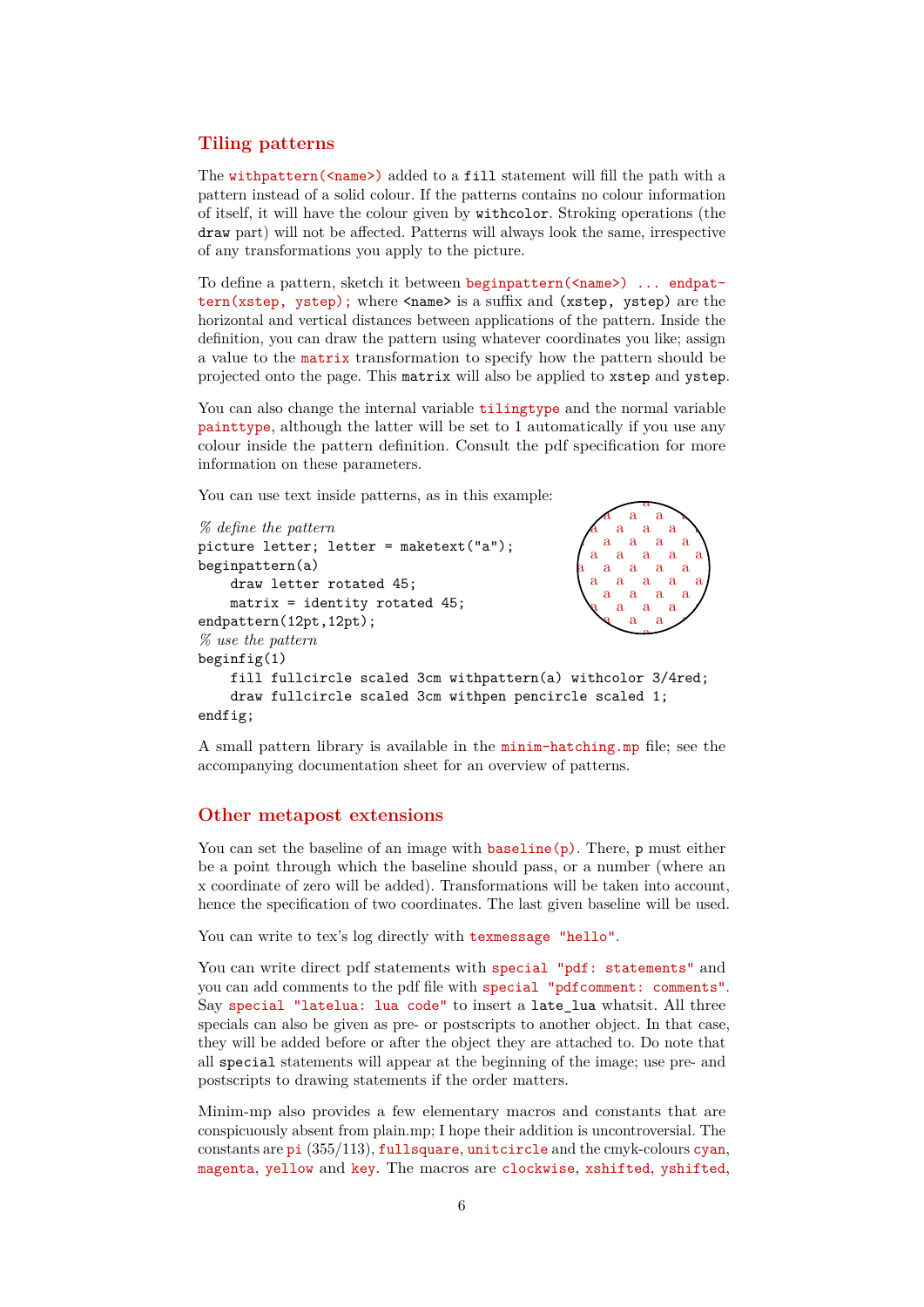## Tiling patterns

The `withpattern(<name>)` added to a `fill` statement will fill the path with a pattern instead of a solid colour. If the patterns contains no colour information of itself, it will have the colour given by `withcolor`. Stroking operations (the `draw` part) will not be affected. Patterns will always look the same, irrespective of any transformations you apply to the picture.

To define a pattern, sketch it between `beginpattern(<name>) ... endpattern(xstep, ystep);` where `<name>` is a suffix and `(xstep, ystep)` are the horizontal and vertical distances between applications of the pattern. Inside the definition, you can draw the pattern using whatever coordinates you like; assign a value to the `matrix` transformation to specify how the pattern should be projected onto the page. This `matrix` will also be applied to `xstep` and `ystep`.

You can also change the internal variable `tilingtype` and the normal variable `painttype`, although the latter will be set to 1 automatically if you use any colour inside the pattern definition. Consult the pdf specification for more information on these parameters.

You can use text inside patterns, as in this example:

```
% define the pattern
picture letter; letter = maketext("a");
beginpattern(a)
    draw letter rotated 45;
    matrix = identity rotated 45;
endpattern(12pt,12pt);
% use the pattern
beginfig(1)
    fill fullcircle scaled 3cm withpattern(a) withcolor 3/4red;
    draw fullcircle scaled 3cm withpen pencircle scaled 1;
endfig;
```

A small pattern library is available in the `minim-hatching.mp` file; see the accompanying documentation sheet for an overview of patterns.

## Other metapost extensions

You can set the baseline of an image with `baseline(p)`. There, `p` must either be a point through which the baseline should pass, or a number (where an x coordinate of zero will be added). Transformations will be taken into account, hence the specification of two coordinates. The last given baseline will be used.

You can write to tex's log directly with `texmessage "hello"`.

You can write direct pdf statements with `special "pdf: statements"` and you can add comments to the pdf file with `special "pdfcomment: comments"`. Say `special "latelua: lua code"` to insert a `late_lua` whatsit. All three specials can also be given as pre- or postscripts to another object. In that case, they will be added before or after the object they are attached to. Do note that all `special` statements will appear at the beginning of the image; use pre- and postscripts to drawing statements if the order matters.

Minim-mp also provides a few elementary macros and constants that are conspicuously absent from plain.mp; I hope their addition is uncontroversial. The constants are `pi` (355/113), `fullsquare`, `unitcircle` and the cmyk-colours `cyan`, `magenta`, `yellow` and `key`. The macros are `clockwise`, `xshifted`, `yshifted`,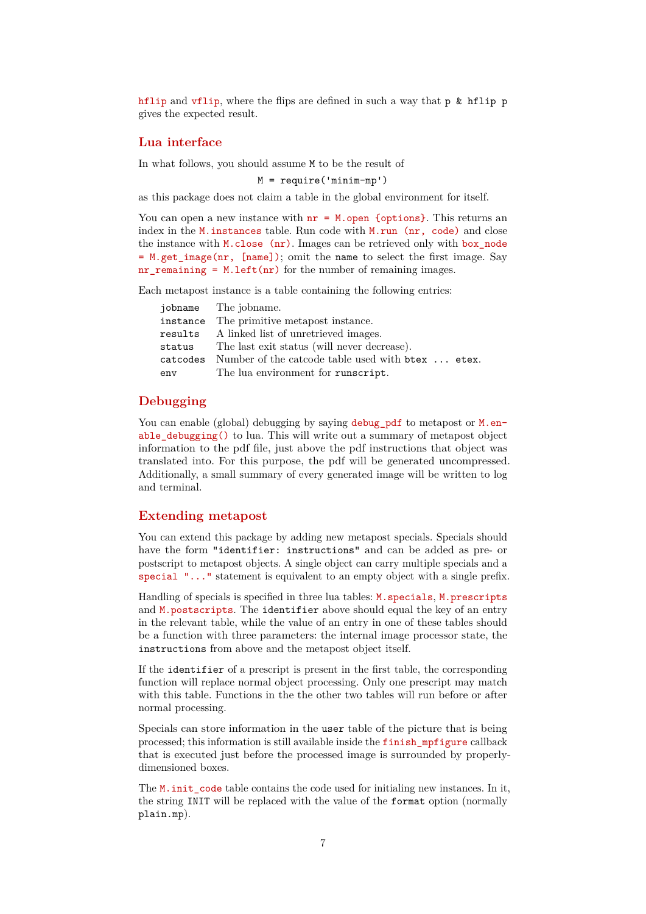`hflip` and `vflip`, where the flips are defined in such a way that `p & hflip p` gives the expected result.

## Lua interface

In what follows, you should assume `M` to be the result of

```
M = require('minim-mp')
```

as this package does not claim a table in the global environment for itself.

You can open a new instance with `nr = M.open {options}`. This returns an index in the `M.instances` table. Run code with `M.run (nr, code)` and close the instance with `M.close (nr)`. Images can be retrieved only with `box_node = M.get_image(nr, [name])`; omit the `name` to select the first image. Say `nr_remaining = M.left(nr)` for the number of remaining images.

Each metapost instance is a table containing the following entries:

| | |
|---|---|
| `jobname` | The jobname. |
| `instance` | The primitive metapost instance. |
| `results` | A linked list of unretrieved images. |
| `status` | The last exit status (will never decrease). |
| `catcodes` | Number of the catcode table used with `btex ... etex`. |
| `env` | The lua environment for `runscript`. |

## Debugging

You can enable (global) debugging by saying `debug_pdf` to metapost or `M.enable_debugging()` to lua. This will write out a summary of metapost object information to the pdf file, just above the pdf instructions that object was translated into. For this purpose, the pdf will be generated uncompressed. Additionally, a small summary of every generated image will be written to log and terminal.

## Extending metapost

You can extend this package by adding new metapost specials. Specials should have the form `"identifier: instructions"` and can be added as pre- or postscript to metapost objects. A single object can carry multiple specials and a `special "..."` statement is equivalent to an empty object with a single prefix.

Handling of specials is specified in three lua tables: `M.specials`, `M.prescripts` and `M.postscripts`. The `identifier` above should equal the key of an entry in the relevant table, while the value of an entry in one of these tables should be a function with three parameters: the internal image processor state, the `instructions` from above and the metapost object itself.

If the `identifier` of a prescript is present in the first table, the corresponding function will replace normal object processing. Only one prescript may match with this table. Functions in the the other two tables will run before or after normal processing.

Specials can store information in the `user` table of the picture that is being processed; this information is still available inside the `finish_mpfigure` callback that is executed just before the processed image is surrounded by properly-dimensioned boxes.

The `M.init_code` table contains the code used for initialing new instances. In it, the string `INIT` will be replaced with the value of the `format` option (normally `plain.mp`).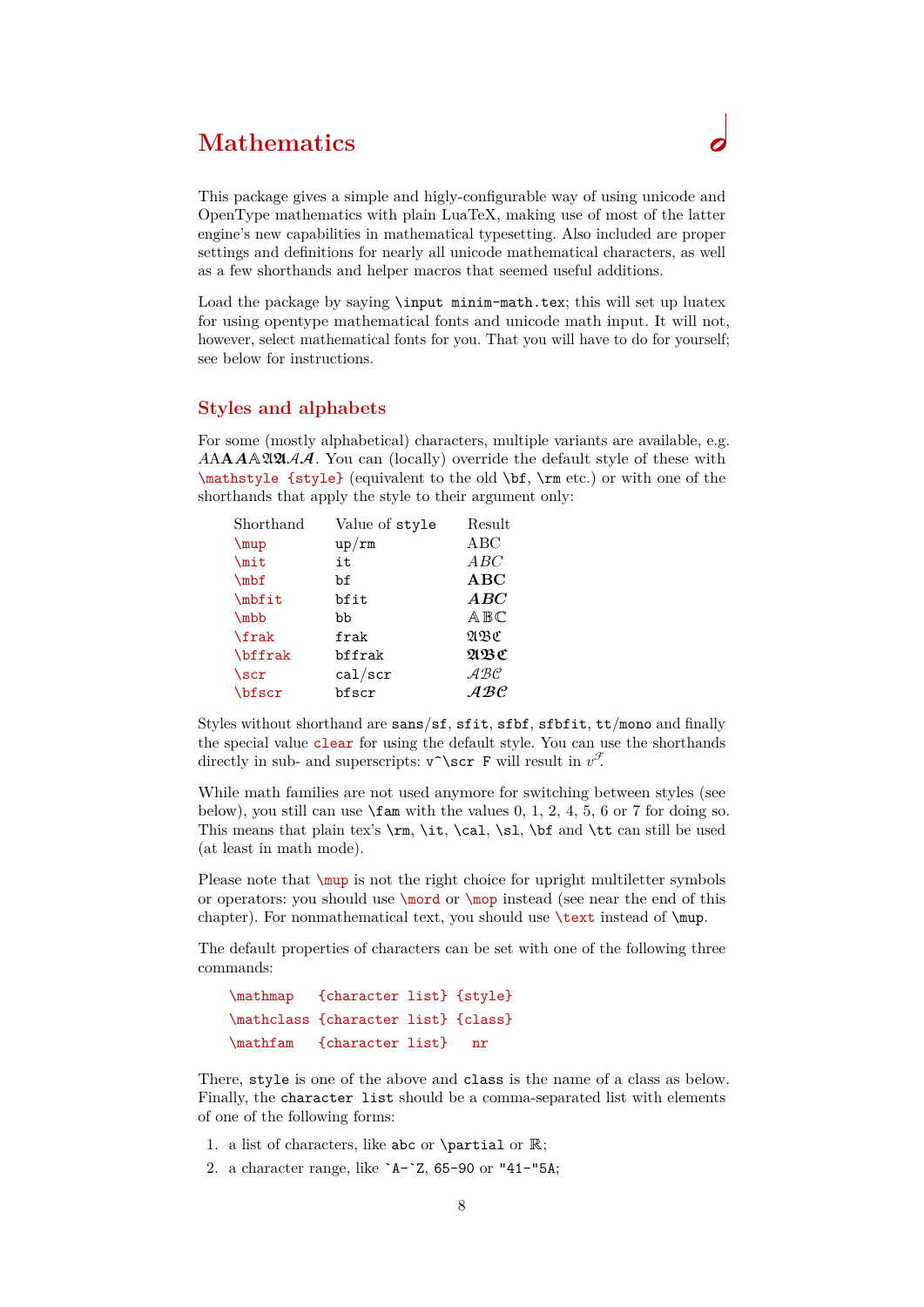# Mathematics

This package gives a simple and higly-configurable way of using unicode and OpenType mathematics with plain LuaTeX, making use of most of the latter engine's new capabilities in mathematical typesetting. Also included are proper settings and definitions for nearly all unicode mathematical characters, as well as a few shorthands and helper macros that seemed useful additions.

Load the package by saying `\input minim-math.tex`; this will set up luatex for using opentype mathematical fonts and unicode math input. It will not, however, select mathematical fonts for you. That you will have to do for yourself; see below for instructions.

## Styles and alphabets

For some (mostly alphabetical) characters, multiple variants are available, e.g. $A\mathrm{A}\mathbf{A}\boldsymbol{A}\mathbb{A}\mathfrak{A}\mathfrak{A}\mathcal{A}\mathcal{A}$. You can (locally) override the default style of these with `\mathstyle {style}` (equivalent to the old `\bf`, `\rm` etc.) or with one of the shorthands that apply the style to their argument only:

| Shorthand | Value of `style` | Result |
|---|---|---|
| `\mup` | `up`/`rm` | $\mathrm{ABC}$ |
| `\mit` | `it` | $ABC$ |
| `\mbf` | `bf` | $\mathbf{ABC}$ |
| `\mbfit` | `bfit` | $\boldsymbol{ABC}$ |
| `\mbb` | `bb` | $\mathbb{ABC}$ |
| `\frak` | `frak` | $\mathfrak{ABC}$ |
| `\bffrak` | `bffrak` | $\boldsymbol{\mathfrak{ABC}}$ |
| `\scr` | `cal/scr` | $\mathcal{ABC}$ |
| `\bfscr` | `bfscr` | $\boldsymbol{\mathcal{ABC}}$ |

Styles without shorthand are `sans`/`sf`, `sfit`, `sfbf`, `sfbfit`, `tt`/`mono` and finally the special value `clear` for using the default style. You can use the shorthands directly in sub- and superscripts: `v^\scr F` will result in $v^{\mathcal{F}}$.

While math families are not used anymore for switching between styles (see below), you still can use `\fam` with the values 0, 1, 2, 4, 5, 6 or 7 for doing so. This means that plain tex's `\rm`, `\it`, `\cal`, `\sl`, `\bf` and `\tt` can still be used (at least in math mode).

Please note that `\mup` is not the right choice for upright multiletter symbols or operators: you should use `\mord` or `\mop` instead (see near the end of this chapter). For nonmathematical text, you should use `\text` instead of `\mup`.

The default properties of characters can be set with one of the following three commands:

```
\mathmap   {character list} {style}
\mathclass {character list} {class}
\mathfam   {character list}   nr
```

There, `style` is one of the above and `class` is the name of a class as below. Finally, the `character list` should be a comma-separated list with elements of one of the following forms:

1. a list of characters, like `abc` or `\partial` or ℝ;
2. a character range, like `` `A-`Z``, `65-90` or `"41-"5A`;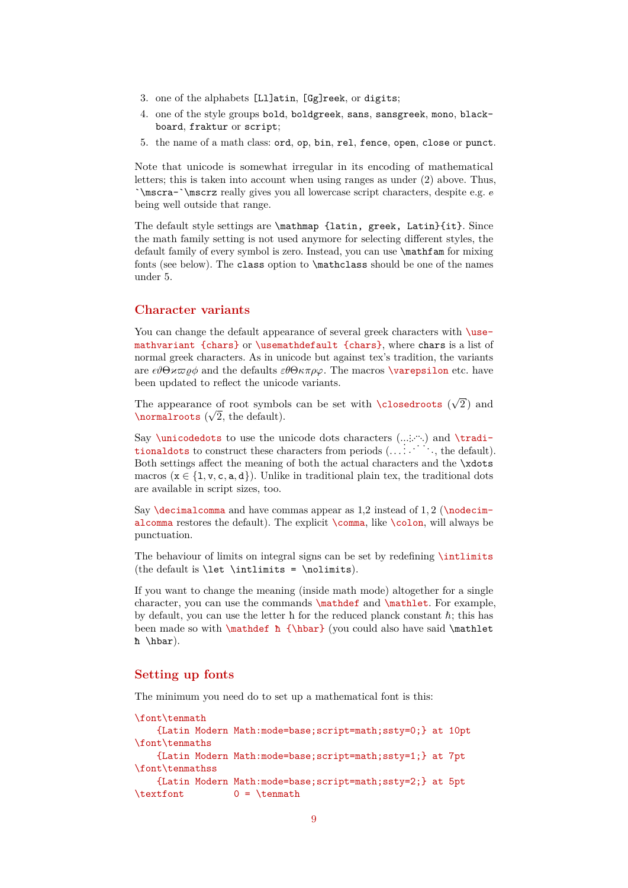3. one of the alphabets `[Ll]atin`, `[Gg]reek`, or `digits`;
4. one of the style groups `bold`, `boldgreek`, `sans`, `sansgreek`, `mono`, `blackboard`, `fraktur` or `script`;
5. the name of a math class: `ord`, `op`, `bin`, `rel`, `fence`, `open`, `close` or `punct`.

Note that unicode is somewhat irregular in its encoding of mathematical letters; this is taken into account when using ranges as under (2) above. Thus, `` `\mscra-`\mscrz `` really gives you all lowercase script characters, despite e.g. $e$ being well outside that range.

The default style settings are `\mathmap {latin, greek, Latin}{it}`. Since the math family setting is not used anymore for selecting different styles, the default family of every symbol is zero. Instead, you can use `\mathfam` for mixing fonts (see below). The `class` option to `\mathclass` should be one of the names under 5.

## Character variants

You can change the default appearance of several greek characters with `\usemathvariant {chars}` or `\usemathdefault {chars}`, where `chars` is a list of normal greek characters. As in unicode but against tex's tradition, the variants are $\epsilon\vartheta\varTheta\varkappa\varpi\varrho\phi$ and the defaults $\varepsilon\theta\Theta\kappa\pi\rho\varphi$. The macros `\varepsilon` etc. have been updated to reflect the unicode variants.

The appearance of root symbols can be set with `\closedroots` ($\sqrt{2}$) and `\normalroots` ($\sqrt{2}$, the default).

Say `\unicodedots` to use the unicode dots characters (…⋮⋰⋱) and `\traditionaldots` to construct these characters from periods ($\ldots\vdots\iddots\ddots$, the default). Both settings affect the meaning of both the actual characters and the `\xdots` macros ($\mathtt{x} \in \{\mathtt{l}, \mathtt{v}, \mathtt{c}, \mathtt{a}, \mathtt{d}\}$). Unlike in traditional plain tex, the traditional dots are available in script sizes, too.

Say `\decimalcomma` and have commas appear as 1,2 instead of $1, 2$ (`\nodecimalcomma` restores the default). The explicit `\comma`, like `\colon`, will always be punctuation.

The behaviour of limits on integral signs can be set by redefining `\intlimits` (the default is `\let \intlimits = \nolimits`).

If you want to change the meaning (inside math mode) altogether for a single character, you can use the commands `\mathdef` and `\mathlet`. For example, by default, you can use the letter ħ for the reduced planck constant $\hbar$; this has been made so with `\mathdef ħ {\hbar}` (you could also have said `\mathlet ħ \hbar`).

## Setting up fonts

The minimum you need do to set up a mathematical font is this:

```
\font\tenmath
    {Latin Modern Math:mode=base;script=math;ssty=0;} at 10pt
\font\tenmaths
    {Latin Modern Math:mode=base;script=math;ssty=1;} at 7pt
\font\tenmathss
    {Latin Modern Math:mode=base;script=math;ssty=2;} at 5pt
\textfont        0 = \tenmath
```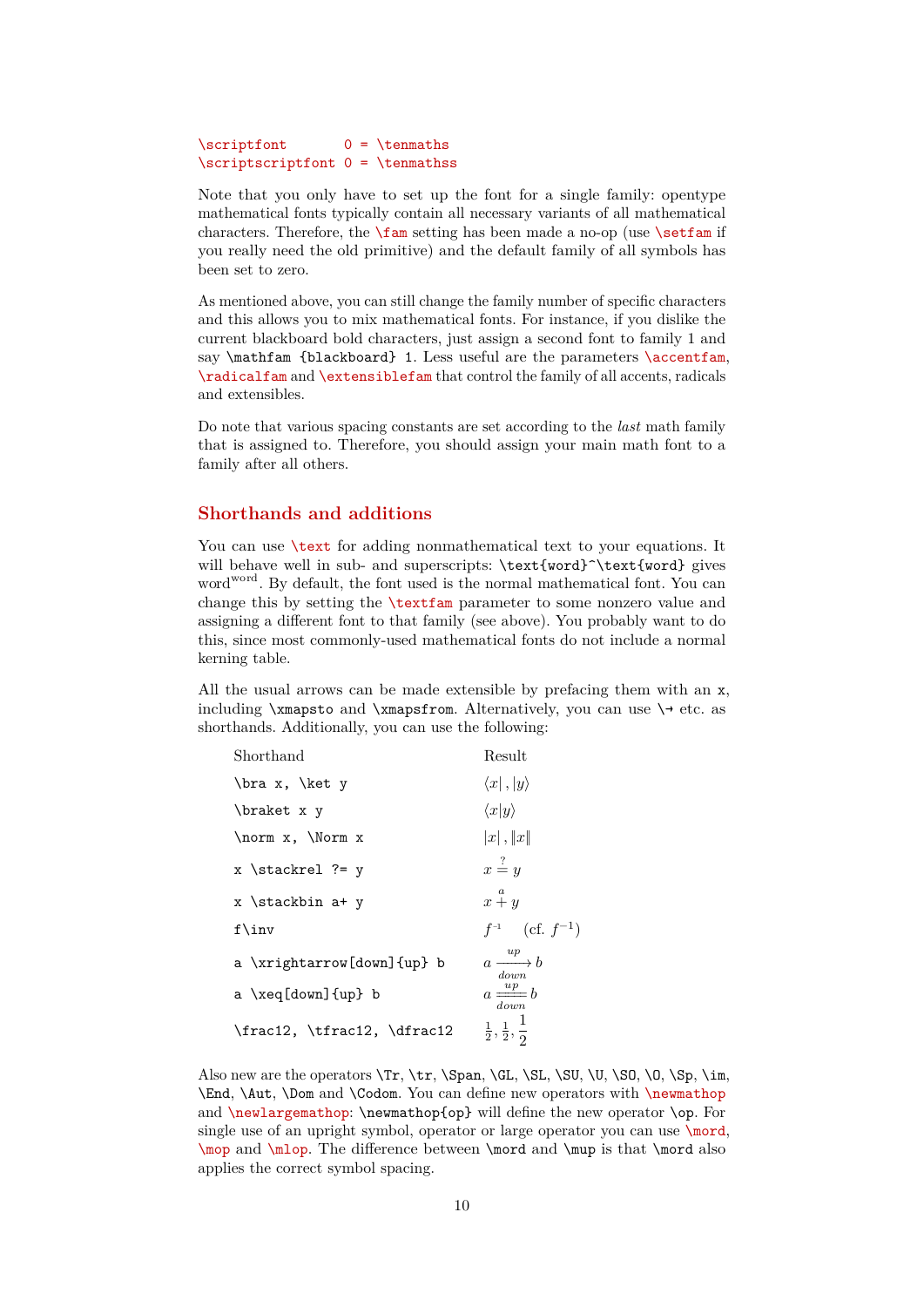```
\scriptfont       0 = \tenmaths
\scriptscriptfont 0 = \tenmathss
```

Note that you only have to set up the font for a single family: opentype mathematical fonts typically contain all necessary variants of all mathematical characters. Therefore, the `\fam` setting has been made a no-op (use `\setfam` if you really need the old primitive) and the default family of all symbols has been set to zero.

As mentioned above, you can still change the family number of specific characters and this allows you to mix mathematical fonts. For instance, if you dislike the current blackboard bold characters, just assign a second font to family 1 and say `\mathfam {blackboard} 1`. Less useful are the parameters `\accentfam`, `\radicalfam` and `\extensiblefam` that control the family of all accents, radicals and extensibles.

Do note that various spacing constants are set according to the *last* math family that is assigned to. Therefore, you should assign your main math font to a family after all others.

## Shorthands and additions

You can use `\text` for adding nonmathematical text to your equations. It will behave well in sub- and superscripts: `\text{word}^\text{word}` gives $\text{word}^{\text{word}}$. By default, the font used is the normal mathematical font. You can change this by setting the `\textfam` parameter to some nonzero value and assigning a different font to that family (see above). You probably want to do this, since most commonly-used mathematical fonts do not include a normal kerning table.

All the usual arrows can be made extensible by prefacing them with an `x`, including `\xmapsto` and `\xmapsfrom`. Alternatively, you can use `\→` etc. as shorthands. Additionally, you can use the following:

| Shorthand | Result |
|---|---|
| `\bra x, \ket y` | $\langle x\rvert\,, \lvert y\rangle$ |
| `\braket x y` | $\langle x\vert y\rangle$ |
| `\norm x, \Norm x` | $\lvert x\rvert\,, \lVert x\rVert$ |
| `x \stackrel ?= y` | $x \stackrel{?}{=} y$ |
| `x \stackbin a+ y` | $x \overset{a}{+} y$ |
| `f\inv` | $f^{-1}$ (cf. $f^{-1}$) |
| `a \xrightarrow[down]{up} b` | $a \xrightarrow[down]{up} b$ |
| `a \xeq[down]{up} b` | $a \overset{up}{\underset{down}{=\!=}} b$ |
| `\frac12, \tfrac12, \dfrac12` | $\frac12, \tfrac12, \dfrac12$ |

Also new are the operators `\Tr`, `\tr`, `\Span`, `\GL`, `\SL`, `\SU`, `\U`, `\SO`, `\O`, `\Sp`, `\im`, `\End`, `\Aut`, `\Dom` and `\Codom`. You can define new operators with `\newmathop` and `\newlargemathop`: `\newmathop{op}` will define the new operator `\op`. For single use of an upright symbol, operator or large operator you can use `\mord`, `\mop` and `\mlop`. The difference between `\mord` and `\mup` is that `\mord` also applies the correct symbol spacing.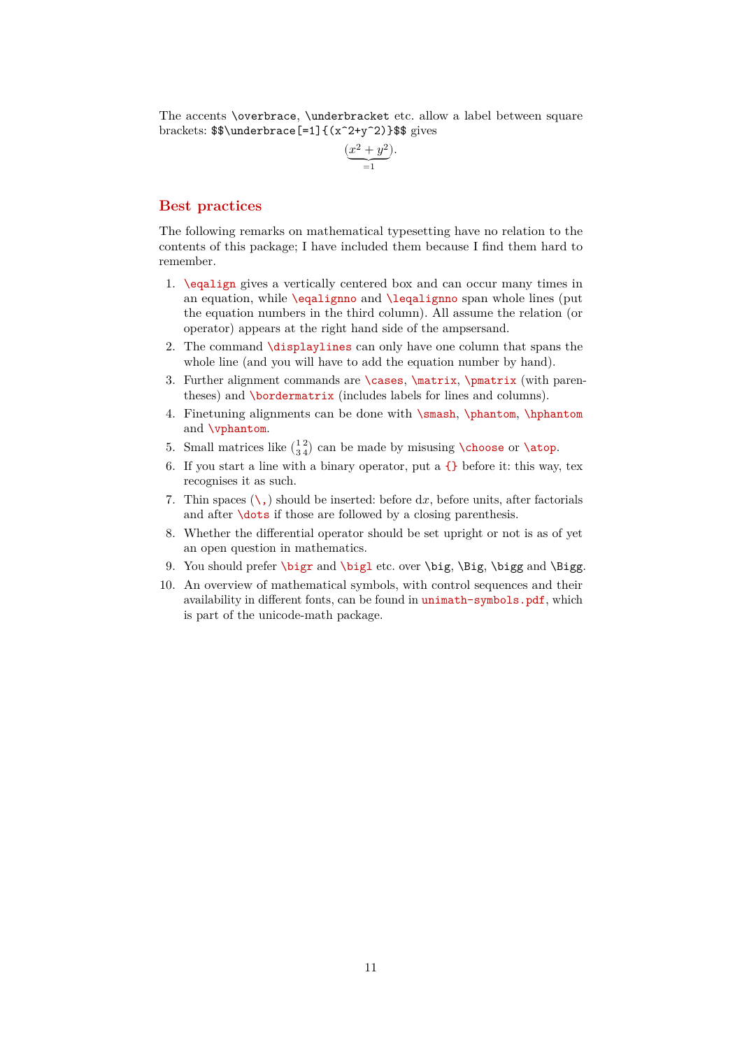The accents `\overbrace`, `\underbracket` etc. allow a label between square brackets: `$$\underbrace[=1]{(x^2+y^2)}$$` gives

$$\underbrace{(x^2+y^2)}_{=1}.$$

## Best practices

The following remarks on mathematical typesetting have no relation to the contents of this package; I have included them because I find them hard to remember.

1. `\eqalign` gives a vertically centered box and can occur many times in an equation, while `\eqalignno` and `\leqalignno` span whole lines (put the equation numbers in the third column). All assume the relation (or operator) appears at the right hand side of the ampsersand.
2. The command `\displaylines` can only have one column that spans the whole line (and you will have to add the equation number by hand).
3. Further alignment commands are `\cases`, `\matrix`, `\pmatrix` (with parentheses) and `\bordermatrix` (includes labels for lines and columns).
4. Finetuning alignments can be done with `\smash`, `\phantom`, `\hphantom` and `\vphantom`.
5. Small matrices like $\binom{1\,2}{3\,4}$ can be made by misusing `\choose` or `\atop`.
6. If you start a line with a binary operator, put a `{}` before it: this way, tex recognises it as such.
7. Thin spaces (`\,`) should be inserted: before $\mathrm{d}x$, before units, after factorials and after `\dots` if those are followed by a closing parenthesis.
8. Whether the differential operator should be set upright or not is as of yet an open question in mathematics.
9. You should prefer `\bigr` and `\bigl` etc. over `\big`, `\Big`, `\bigg` and `\Bigg`.
10. An overview of mathematical symbols, with control sequences and their availability in different fonts, can be found in `unimath-symbols.pdf`, which is part of the unicode-math package.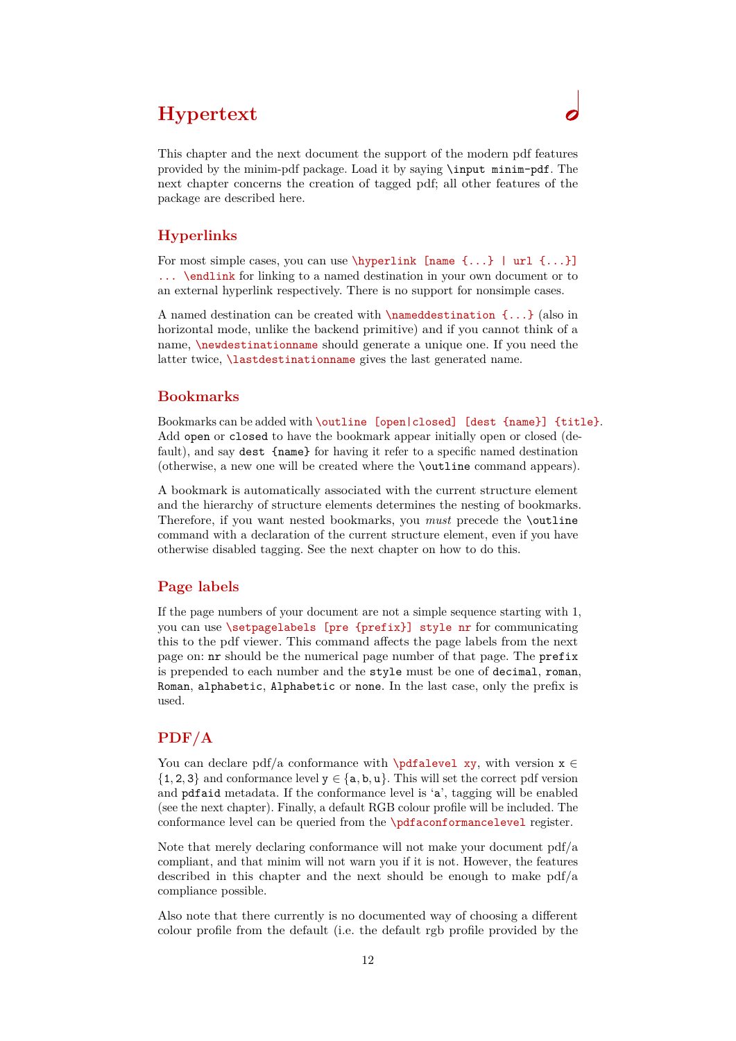# Hypertext

This chapter and the next document the support of the modern pdf features provided by the minim-pdf package. Load it by saying `\input minim-pdf`. The next chapter concerns the creation of tagged pdf; all other features of the package are described here.

## Hyperlinks

For most simple cases, you can use `\hyperlink [name {...} | url {...}] ... \endlink` for linking to a named destination in your own document or to an external hyperlink respectively. There is no support for nonsimple cases.

A named destination can be created with `\nameddestination {...}` (also in horizontal mode, unlike the backend primitive) and if you cannot think of a name, `\newdestinationname` should generate a unique one. If you need the latter twice, `\lastdestinationname` gives the last generated name.

## Bookmarks

Bookmarks can be added with `\outline [open|closed] [dest {name}] {title}`. Add `open` or `closed` to have the bookmark appear initially open or closed (default), and say `dest {name}` for having it refer to a specific named destination (otherwise, a new one will be created where the `\outline` command appears).

A bookmark is automatically associated with the current structure element and the hierarchy of structure elements determines the nesting of bookmarks. Therefore, if you want nested bookmarks, you *must* precede the `\outline` command with a declaration of the current structure element, even if you have otherwise disabled tagging. See the next chapter on how to do this.

## Page labels

If the page numbers of your document are not a simple sequence starting with 1, you can use `\setpagelabels [pre {prefix}] style nr` for communicating this to the pdf viewer. This command affects the page labels from the next page on: `nr` should be the numerical page number of that page. The `prefix` is prepended to each number and the `style` must be one of `decimal`, `roman`, `Roman`, `alphabetic`, `Alphabetic` or `none`. In the last case, only the prefix is used.

## PDF/A

You can declare pdf/a conformance with `\pdfalevel xy`, with version $\mathtt{x} \in \{1, 2, 3\}$ and conformance level $\mathtt{y} \in \{\mathtt{a}, \mathtt{b}, \mathtt{u}\}$. This will set the correct pdf version and `pdfaid` metadata. If the conformance level is '`a`', tagging will be enabled (see the next chapter). Finally, a default RGB colour profile will be included. The conformance level can be queried from the `\pdfaconformancelevel` register.

Note that merely declaring conformance will not make your document pdf/a compliant, and that minim will not warn you if it is not. However, the features described in this chapter and the next should be enough to make pdf/a compliance possible.

Also note that there currently is no documented way of choosing a different colour profile from the default (i.e. the default rgb profile provided by the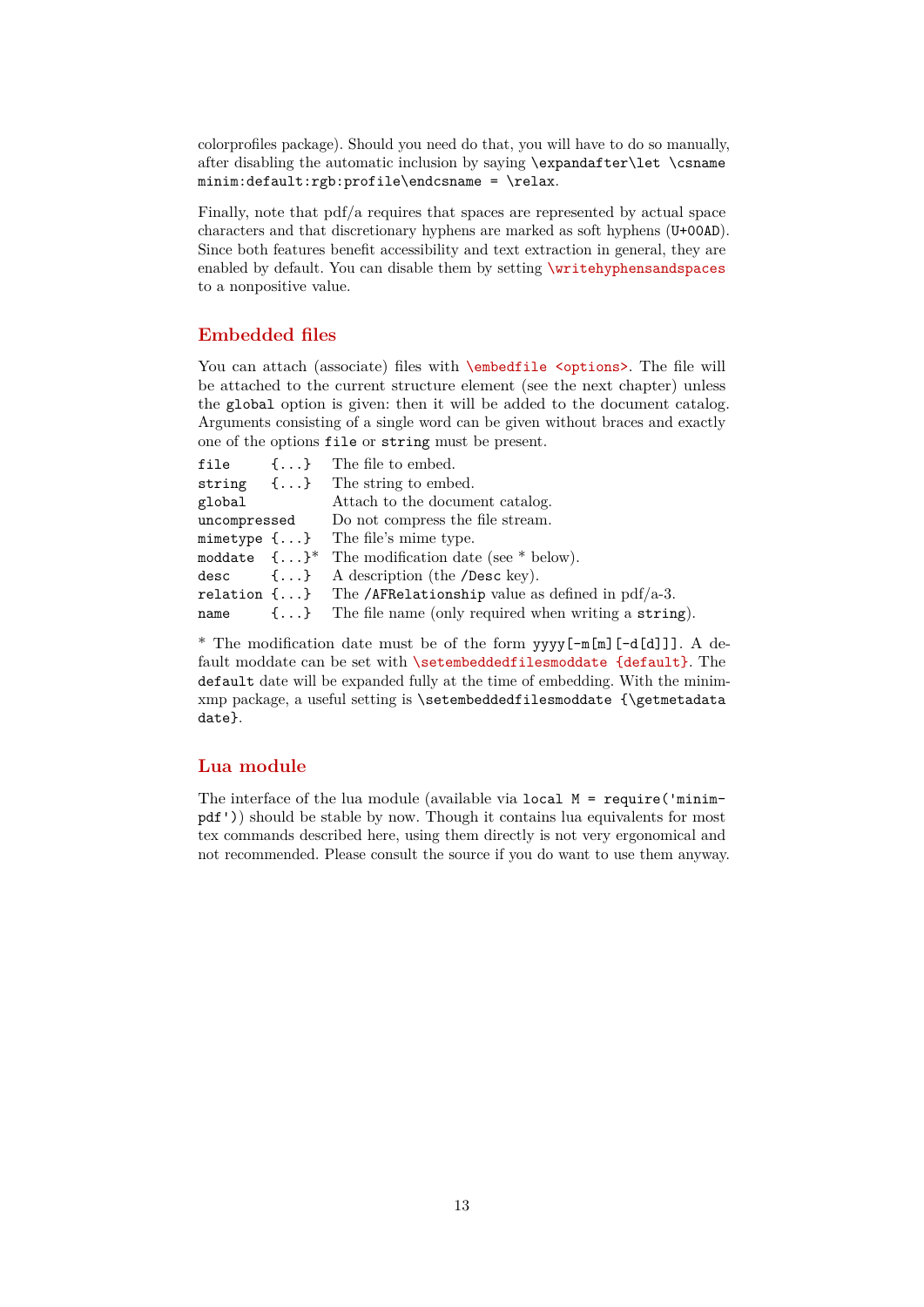colorprofiles package). Should you need do that, you will have to do so manually, after disabling the automatic inclusion by saying `\expandafter\let \csname minim:default:rgb:profile\endcsname = \relax`.

Finally, note that pdf/a requires that spaces are represented by actual space characters and that discretionary hyphens are marked as soft hyphens (`U+00AD`). Since both features benefit accessibility and text extraction in general, they are enabled by default. You can disable them by setting `\writehyphensandspaces` to a nonpositive value.

## Embedded files

You can attach (associate) files with `\embedfile <options>`. The file will be attached to the current structure element (see the next chapter) unless the `global` option is given: then it will be added to the document catalog. Arguments consisting of a single word can be given without braces and exactly one of the options `file` or `string` must be present.

| | | |
|---|---|---|
| `file` | `{...}` | The file to embed. |
| `string` | `{...}` | The string to embed. |
| `global` | | Attach to the document catalog. |
| `uncompressed` | | Do not compress the file stream. |
| `mimetype` | `{...}` | The file's mime type. |
| `moddate` | `{...}`* | The modification date (see * below). |
| `desc` | `{...}` | A description (the `/Desc` key). |
| `relation` | `{...}` | The `/AFRelationship` value as defined in pdf/a-3. |
| `name` | `{...}` | The file name (only required when writing a `string`). |

* The modification date must be of the form `yyyy[-m[m][-d[d]]]`. A default moddate can be set with `\setembeddedfilesmoddate {default}`. The `default` date will be expanded fully at the time of embedding. With the minim-xmp package, a useful setting is `\setembeddedfilesmoddate {\getmetadata date}`.

## Lua module

The interface of the lua module (available via `local M = require('minim-pdf')`) should be stable by now. Though it contains lua equivalents for most tex commands described here, using them directly is not very ergonomical and not recommended. Please consult the source if you do want to use them anyway.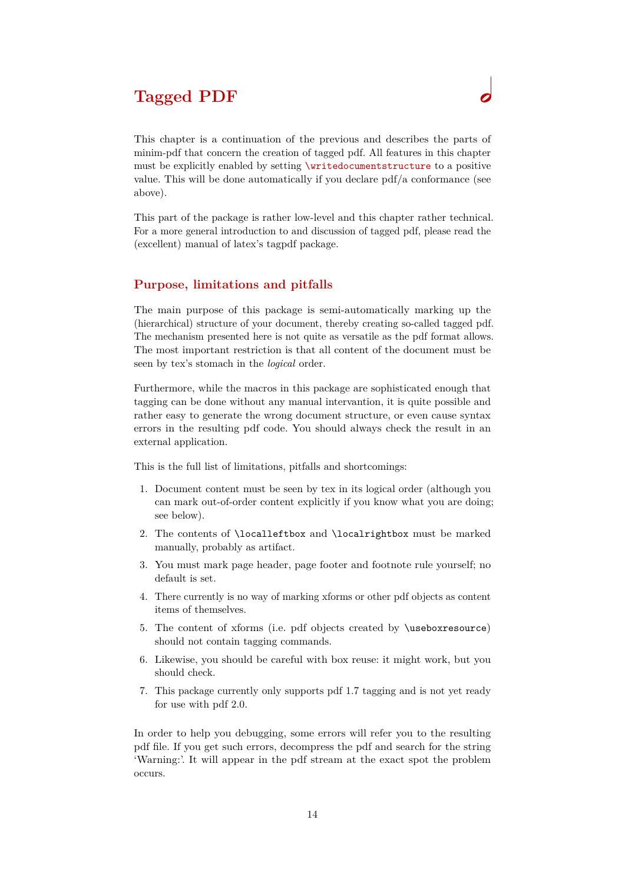# Tagged PDF

This chapter is a continuation of the previous and describes the parts of minim-pdf that concern the creation of tagged pdf. All features in this chapter must be explicitly enabled by setting `\writedocumentstructure` to a positive value. This will be done automatically if you declare pdf/a conformance (see above).

This part of the package is rather low-level and this chapter rather technical. For a more general introduction to and discussion of tagged pdf, please read the (excellent) manual of latex's tagpdf package.

## Purpose, limitations and pitfalls

The main purpose of this package is semi-automatically marking up the (hierarchical) structure of your document, thereby creating so-called tagged pdf. The mechanism presented here is not quite as versatile as the pdf format allows. The most important restriction is that all content of the document must be seen by tex's stomach in the *logical* order.

Furthermore, while the macros in this package are sophisticated enough that tagging can be done without any manual intervantion, it is quite possible and rather easy to generate the wrong document structure, or even cause syntax errors in the resulting pdf code. You should always check the result in an external application.

This is the full list of limitations, pitfalls and shortcomings:

1. Document content must be seen by tex in its logical order (although you can mark out-of-order content explicitly if you know what you are doing; see below).
2. The contents of `\localleftbox` and `\localrightbox` must be marked manually, probably as artifact.
3. You must mark page header, page footer and footnote rule yourself; no default is set.
4. There currently is no way of marking xforms or other pdf objects as content items of themselves.
5. The content of xforms (i.e. pdf objects created by `\useboxresource`) should not contain tagging commands.
6. Likewise, you should be careful with box reuse: it might work, but you should check.
7. This package currently only supports pdf 1.7 tagging and is not yet ready for use with pdf 2.0.

In order to help you debugging, some errors will refer you to the resulting pdf file. If you get such errors, decompress the pdf and search for the string 'Warning:'. It will appear in the pdf stream at the exact spot the problem occurs.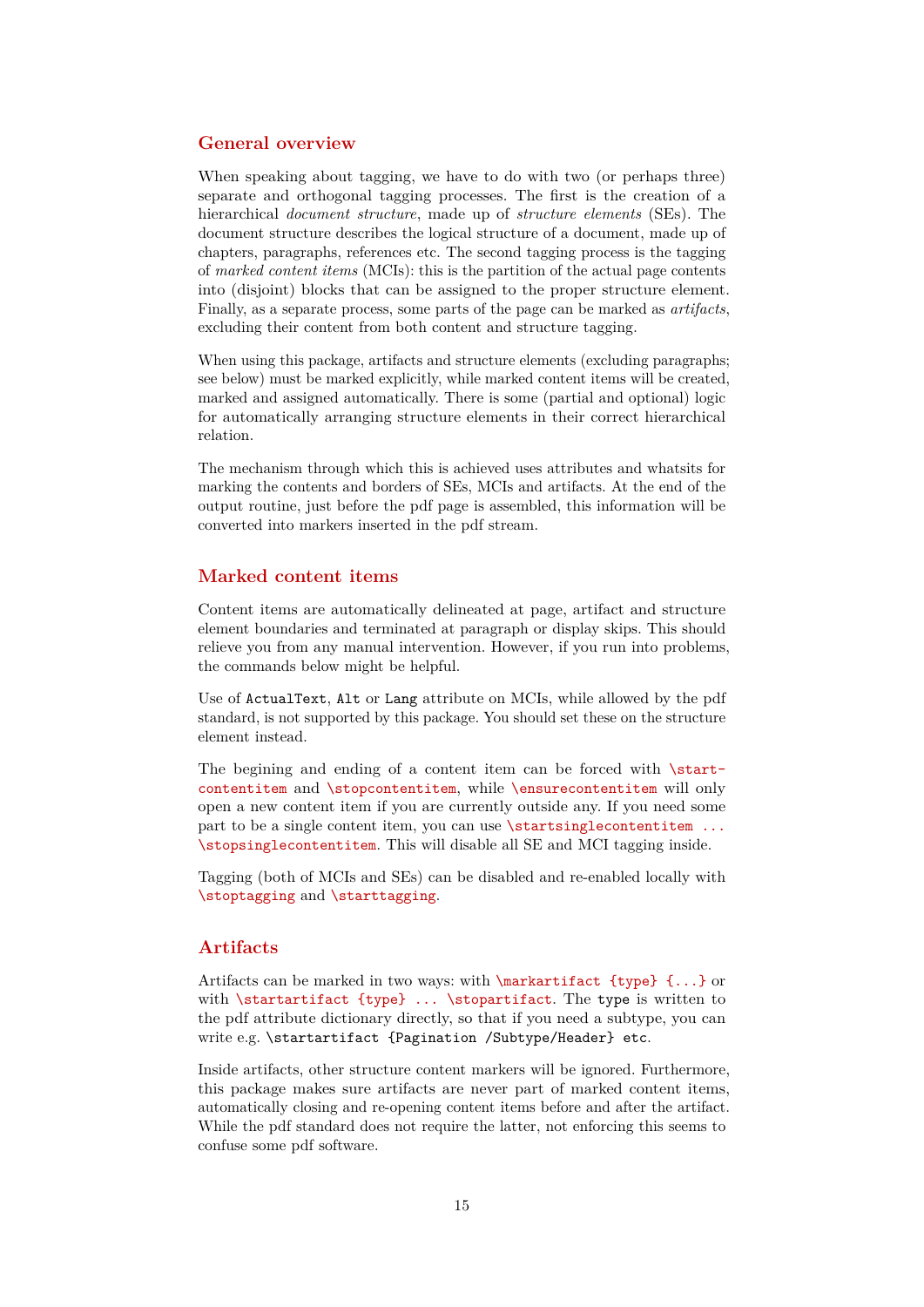## General overview

When speaking about tagging, we have to do with two (or perhaps three) separate and orthogonal tagging processes. The first is the creation of a hierarchical *document structure*, made up of *structure elements* (SEs). The document structure describes the logical structure of a document, made up of chapters, paragraphs, references etc. The second tagging process is the tagging of *marked content items* (MCIs): this is the partition of the actual page contents into (disjoint) blocks that can be assigned to the proper structure element. Finally, as a separate process, some parts of the page can be marked as *artifacts*, excluding their content from both content and structure tagging.

When using this package, artifacts and structure elements (excluding paragraphs; see below) must be marked explicitly, while marked content items will be created, marked and assigned automatically. There is some (partial and optional) logic for automatically arranging structure elements in their correct hierarchical relation.

The mechanism through which this is achieved uses attributes and whatsits for marking the contents and borders of SEs, MCIs and artifacts. At the end of the output routine, just before the pdf page is assembled, this information will be converted into markers inserted in the pdf stream.

## Marked content items

Content items are automatically delineated at page, artifact and structure element boundaries and terminated at paragraph or display skips. This should relieve you from any manual intervention. However, if you run into problems, the commands below might be helpful.

Use of `ActualText`, `Alt` or `Lang` attribute on MCIs, while allowed by the pdf standard, is not supported by this package. You should set these on the structure element instead.

The begining and ending of a content item can be forced with `\startcontentitem` and `\stopcontentitem`, while `\ensurecontentitem` will only open a new content item if you are currently outside any. If you need some part to be a single content item, you can use `\startsinglecontentitem ... \stopsinglecontentitem`. This will disable all SE and MCI tagging inside.

Tagging (both of MCIs and SEs) can be disabled and re-enabled locally with `\stoptagging` and `\starttagging`.

## Artifacts

Artifacts can be marked in two ways: with `\markartifact {type} {...}` or with `\startartifact {type} ... \stopartifact`. The `type` is written to the pdf attribute dictionary directly, so that if you need a subtype, you can write e.g. `\startartifact {Pagination /Subtype/Header} etc`.

Inside artifacts, other structure content markers will be ignored. Furthermore, this package makes sure artifacts are never part of marked content items, automatically closing and re-opening content items before and after the artifact. While the pdf standard does not require the latter, not enforcing this seems to confuse some pdf software.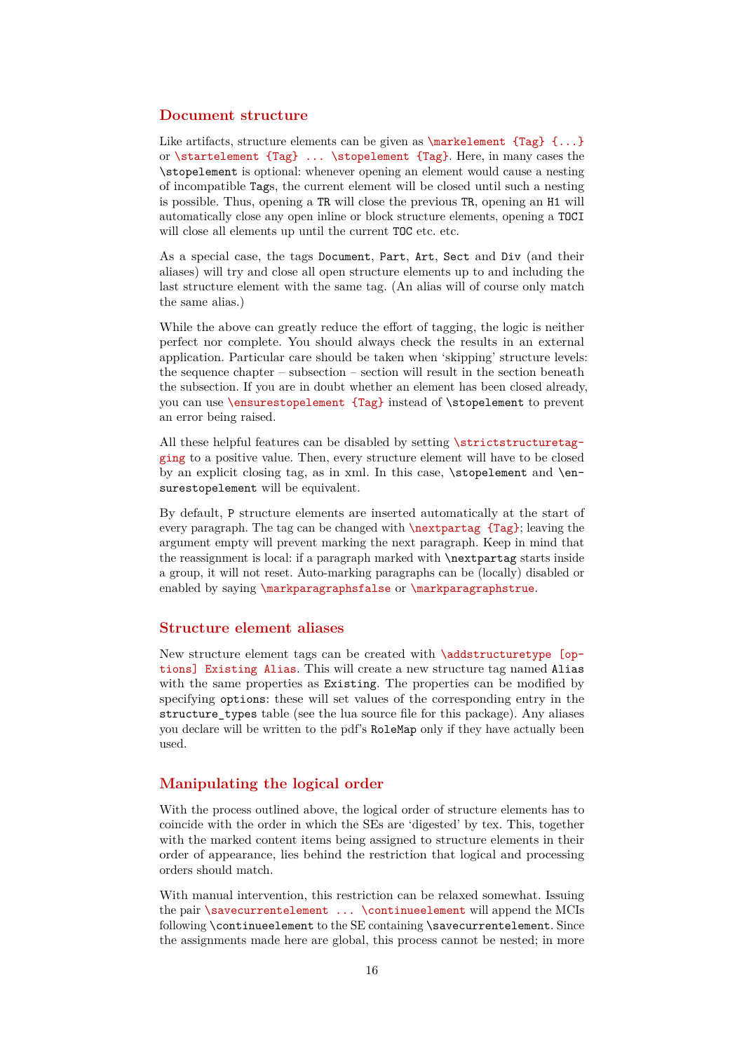## Document structure

Like artifacts, structure elements can be given as `\markelement {Tag} {...}` or `\startelement {Tag} ... \stopelement {Tag}`. Here, in many cases the `\stopelement` is optional: whenever opening an element would cause a nesting of incompatible `Tag`s, the current element will be closed until such a nesting is possible. Thus, opening a `TR` will close the previous `TR`, opening an `H1` will automatically close any open inline or block structure elements, opening a `TOCI` will close all elements up until the current `TOC` etc. etc.

As a special case, the tags `Document`, `Part`, `Art`, `Sect` and `Div` (and their aliases) will try and close all open structure elements up to and including the last structure element with the same tag. (An alias will of course only match the same alias.)

While the above can greatly reduce the effort of tagging, the logic is neither perfect nor complete. You should always check the results in an external application. Particular care should be taken when 'skipping' structure levels: the sequence chapter – subsection – section will result in the section beneath the subsection. If you are in doubt whether an element has been closed already, you can use `\ensurestopelement {Tag}` instead of `\stopelement` to prevent an error being raised.

All these helpful features can be disabled by setting `\strictstructuretagging` to a positive value. Then, every structure element will have to be closed by an explicit closing tag, as in xml. In this case, `\stopelement` and `\ensurestopelement` will be equivalent.

By default, `P` structure elements are inserted automatically at the start of every paragraph. The tag can be changed with `\nextpartag {Tag}`; leaving the argument empty will prevent marking the next paragraph. Keep in mind that the reassignment is local: if a paragraph marked with `\nextpartag` starts inside a group, it will not reset. Auto-marking paragraphs can be (locally) disabled or enabled by saying `\markparagraphsfalse` or `\markparagraphstrue`.

## Structure element aliases

New structure element tags can be created with `\addstructuretype [options] Existing Alias`. This will create a new structure tag named `Alias` with the same properties as `Existing`. The properties can be modified by specifying `options`: these will set values of the corresponding entry in the `structure_types` table (see the lua source file for this package). Any aliases you declare will be written to the pdf's `RoleMap` only if they have actually been used.

## Manipulating the logical order

With the process outlined above, the logical order of structure elements has to coincide with the order in which the SEs are 'digested' by tex. This, together with the marked content items being assigned to structure elements in their order of appearance, lies behind the restriction that logical and processing orders should match.

With manual intervention, this restriction can be relaxed somewhat. Issuing the pair `\savecurrentelement ... \continueelement` will append the MCIs following `\continueelement` to the SE containing `\savecurrentelement`. Since the assignments made here are global, this process cannot be nested; in more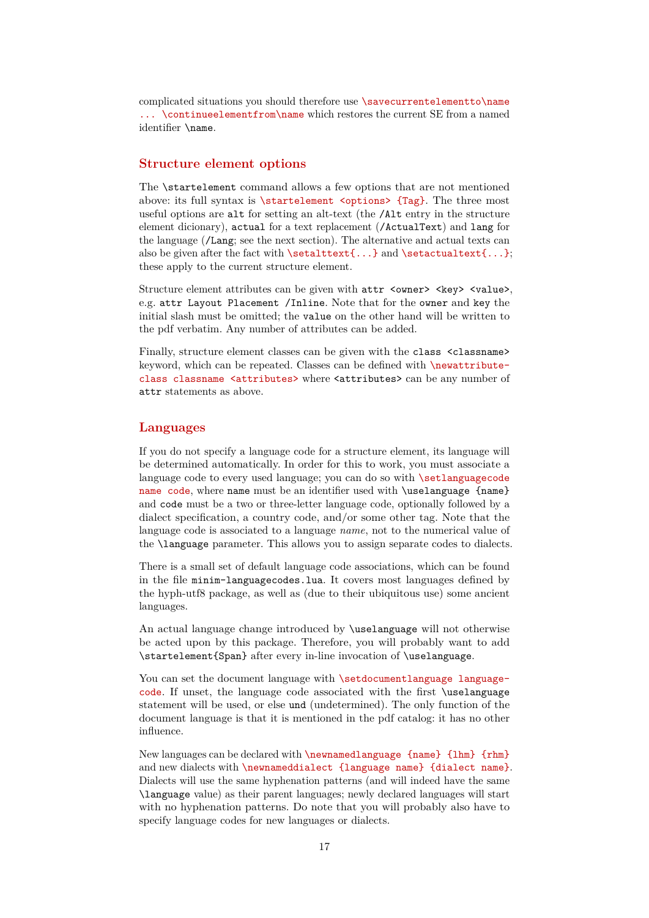complicated situations you should therefore use `\savecurrentelementto\name ... \continueelementfrom\name` which restores the current SE from a named identifier `\name`.

## Structure element options

The `\startelement` command allows a few options that are not mentioned above: its full syntax is `\startelement <options> {Tag}`. The three most useful options are `alt` for setting an alt-text (the `/Alt` entry in the structure element dicionary), `actual` for a text replacement (`/ActualText`) and `lang` for the language (`/Lang`; see the next section). The alternative and actual texts can also be given after the fact with `\setalttext{...}` and `\setactualtext{...}`; these apply to the current structure element.

Structure element attributes can be given with `attr <owner> <key> <value>`, e.g. `attr Layout Placement /Inline`. Note that for the `owner` and `key` the initial slash must be omitted; the `value` on the other hand will be written to the pdf verbatim. Any number of attributes can be added.

Finally, structure element classes can be given with the `class <classname>` keyword, which can be repeated. Classes can be defined with `\newattributeclass classname <attributes>` where `<attributes>` can be any number of `attr` statements as above.

## Languages

If you do not specify a language code for a structure element, its language will be determined automatically. In order for this to work, you must associate a language code to every used language; you can do so with `\setlanguagecode name code`, where `name` must be an identifier used with `\uselanguage {name}` and `code` must be a two or three-letter language code, optionally followed by a dialect specification, a country code, and/or some other tag. Note that the language code is associated to a language *name*, not to the numerical value of the `\language` parameter. This allows you to assign separate codes to dialects.

There is a small set of default language code associations, which can be found in the file `minim-languagecodes.lua`. It covers most languages defined by the hyph-utf8 package, as well as (due to their ubiquitous use) some ancient languages.

An actual language change introduced by `\uselanguage` will not otherwise be acted upon by this package. Therefore, you will probably want to add `\startelement{Span}` after every in-line invocation of `\uselanguage`.

You can set the document language with `\setdocumentlanguage language-code`. If unset, the language code associated with the first `\uselanguage` statement will be used, or else `und` (undetermined). The only function of the document language is that it is mentioned in the pdf catalog: it has no other influence.

New languages can be declared with `\newnamedlanguage {name} {lhm} {rhm}` and new dialects with `\newnameddialect {language name} {dialect name}`. Dialects will use the same hyphenation patterns (and will indeed have the same `\language` value) as their parent languages; newly declared languages will start with no hyphenation patterns. Do note that you will probably also have to specify language codes for new languages or dialects.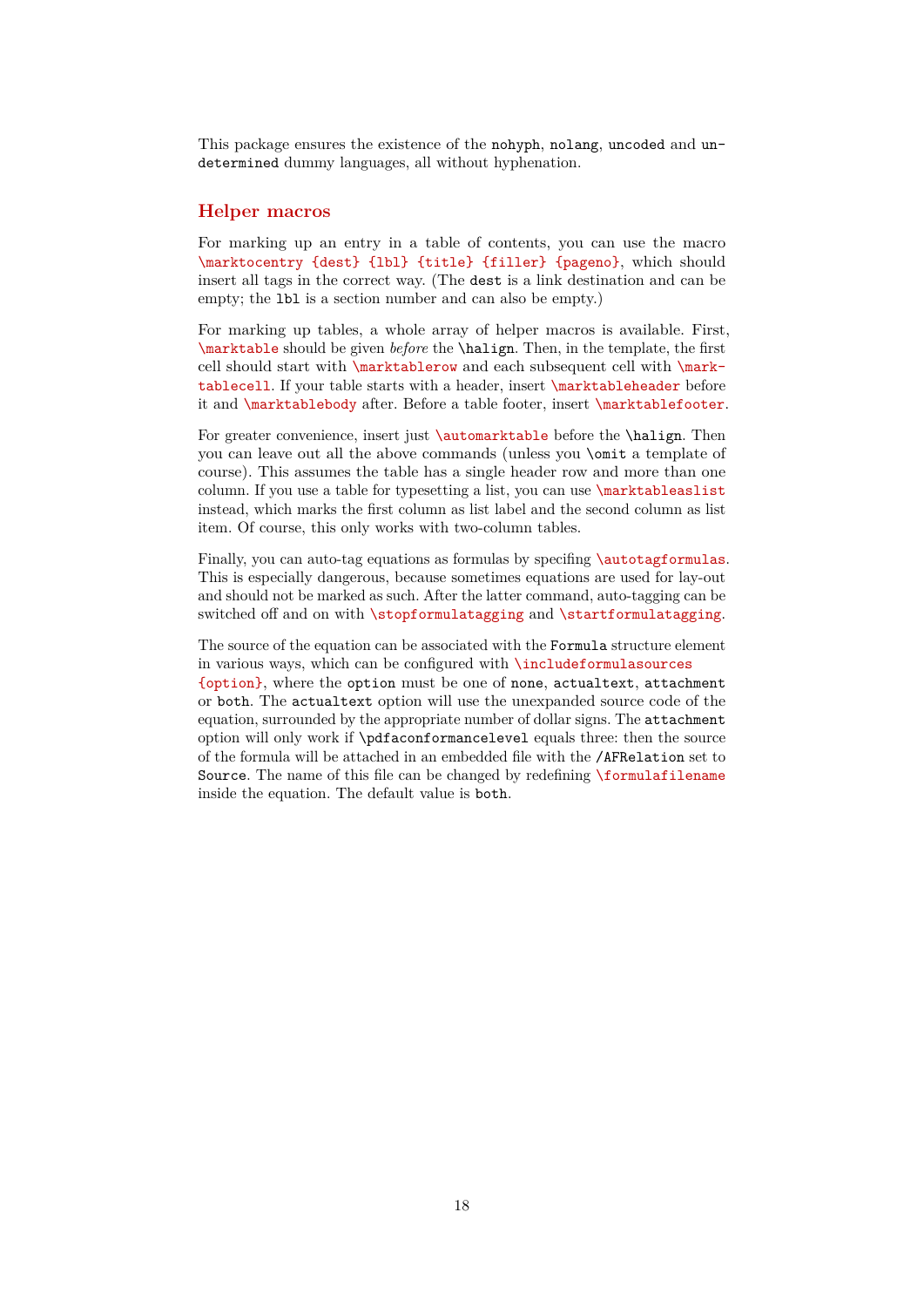This package ensures the existence of the `nohyph`, `nolang`, `uncoded` and `undetermined` dummy languages, all without hyphenation.

## Helper macros

For marking up an entry in a table of contents, you can use the macro `\marktocentry {dest} {lbl} {title} {filler} {pageno}`, which should insert all tags in the correct way. (The `dest` is a link destination and can be empty; the `lbl` is a section number and can also be empty.)

For marking up tables, a whole array of helper macros is available. First, `\marktable` should be given *before* the `\halign`. Then, in the template, the first cell should start with `\marktablerow` and each subsequent cell with `\marktablecell`. If your table starts with a header, insert `\marktableheader` before it and `\marktablebody` after. Before a table footer, insert `\marktablefooter`.

For greater convenience, insert just `\automarktable` before the `\halign`. Then you can leave out all the above commands (unless you `\omit` a template of course). This assumes the table has a single header row and more than one column. If you use a table for typesetting a list, you can use `\marktableaslist` instead, which marks the first column as list label and the second column as list item. Of course, this only works with two-column tables.

Finally, you can auto-tag equations as formulas by specifing `\autotagformulas`. This is especially dangerous, because sometimes equations are used for lay-out and should not be marked as such. After the latter command, auto-tagging can be switched off and on with `\stopformulatagging` and `\startformulatagging`.

The source of the equation can be associated with the `Formula` structure element in various ways, which can be configured with `\includeformulasources {option}`, where the `option` must be one of `none`, `actualtext`, `attachment` or `both`. The `actualtext` option will use the unexpanded source code of the equation, surrounded by the appropriate number of dollar signs. The `attachment` option will only work if `\pdfaconformancelevel` equals three: then the source of the formula will be attached in an embedded file with the `/AFRelation` set to `Source`. The name of this file can be changed by redefining `\formulafilename` inside the equation. The default value is `both`.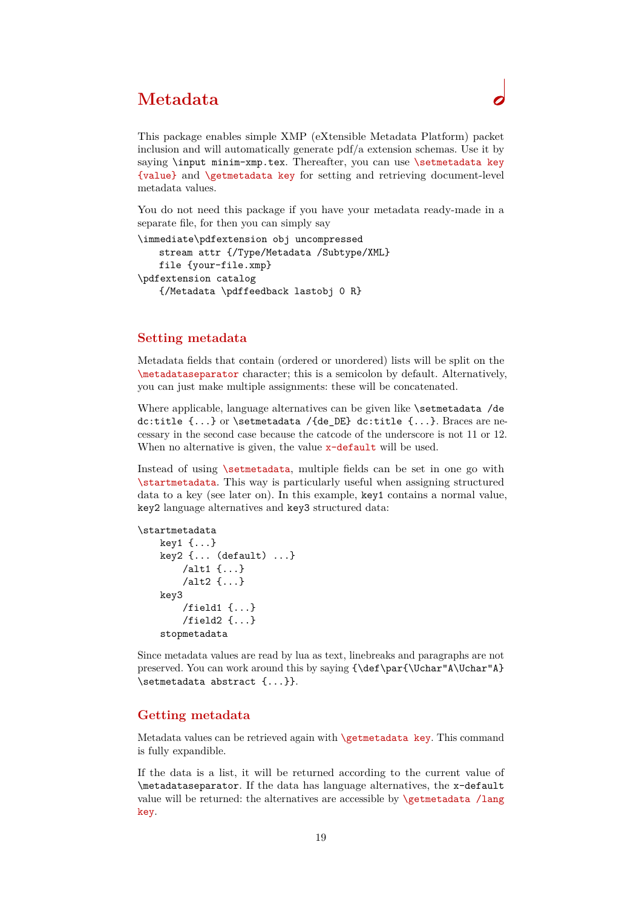# Metadata

This package enables simple XMP (eXtensible Metadata Platform) packet inclusion and will automatically generate pdf/a extension schemas. Use it by saying `\input minim-xmp.tex`. Thereafter, you can use `\setmetadata key {value}` and `\getmetadata key` for setting and retrieving document-level metadata values.

You do not need this package if you have your metadata ready-made in a separate file, for then you can simply say

```
\immediate\pdfextension obj uncompressed
    stream attr {/Type/Metadata /Subtype/XML}
    file {your-file.xmp}
\pdfextension catalog
    {/Metadata \pdffeedback lastobj 0 R}
```

## Setting metadata

Metadata fields that contain (ordered or unordered) lists will be split on the `\metadataseparator` character; this is a semicolon by default. Alternatively, you can just make multiple assignments: these will be concatenated.

Where applicable, language alternatives can be given like `\setmetadata /de dc:title {...}` or `\setmetadata /{de_DE} dc:title {...}`. Braces are necessary in the second case because the catcode of the underscore is not 11 or 12. When no alternative is given, the value `x-default` will be used.

Instead of using `\setmetadata`, multiple fields can be set in one go with `\startmetadata`. This way is particularly useful when assigning structured data to a key (see later on). In this example, `key1` contains a normal value, `key2` language alternatives and `key3` structured data:

```
\startmetadata
    key1 {...}
    key2 {... (default) ...}
        /alt1 {...}
        /alt2 {...}
    key3
        /field1 {...}
        /field2 {...}
    stopmetadata
```

Since metadata values are read by lua as text, linebreaks and paragraphs are not preserved. You can work around this by saying `{\def\par{\Uchar"A\Uchar"A} \setmetadata abstract {...}}`.

## Getting metadata

Metadata values can be retrieved again with `\getmetadata key`. This command is fully expandible.

If the data is a list, it will be returned according to the current value of `\metadataseparator`. If the data has language alternatives, the `x-default` value will be returned: the alternatives are accessible by `\getmetadata /lang key`.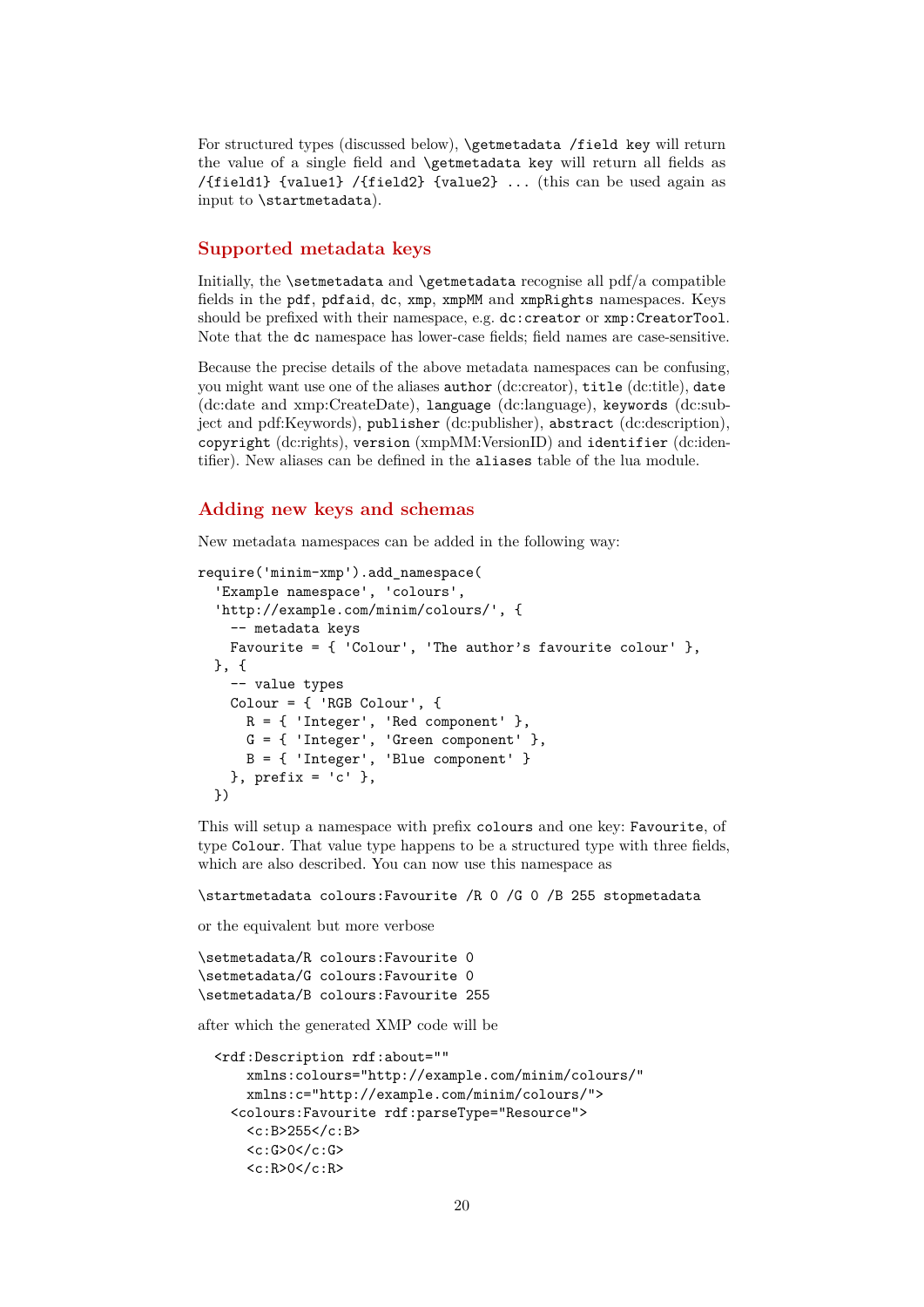For structured types (discussed below), `\getmetadata /field key` will return the value of a single field and `\getmetadata key` will return all fields as `/{field1} {value1} /{field2} {value2} ...` (this can be used again as input to `\startmetadata`).

## Supported metadata keys

Initially, the `\setmetadata` and `\getmetadata` recognise all pdf/a compatible fields in the `pdf`, `pdfaid`, `dc`, `xmp`, `xmpMM` and `xmpRights` namespaces. Keys should be prefixed with their namespace, e.g. `dc:creator` or `xmp:CreatorTool`. Note that the `dc` namespace has lower-case fields; field names are case-sensitive.

Because the precise details of the above metadata namespaces can be confusing, you might want use one of the aliases `author` (dc:creator), `title` (dc:title), `date` (dc:date and xmp:CreateDate), `language` (dc:language), `keywords` (dc:subject and pdf:Keywords), `publisher` (dc:publisher), `abstract` (dc:description), `copyright` (dc:rights), `version` (xmpMM:VersionID) and `identifier` (dc:identifier). New aliases can be defined in the `aliases` table of the lua module.

## Adding new keys and schemas

New metadata namespaces can be added in the following way:

```
require('minim-xmp').add_namespace(
  'Example namespace', 'colours',
  'http://example.com/minim/colours/', {
    -- metadata keys
    Favourite = { 'Colour', 'The author’s favourite colour' },
  }, {
    -- value types
    Colour = { 'RGB Colour', {
      R = { 'Integer', 'Red component' },
      G = { 'Integer', 'Green component' },
      B = { 'Integer', 'Blue component' }
    }, prefix = 'c' },
  })
```

This will setup a namespace with prefix `colours` and one key: `Favourite`, of type `Colour`. That value type happens to be a structured type with three fields, which are also described. You can now use this namespace as

```
\startmetadata colours:Favourite /R 0 /G 0 /B 255 stopmetadata
```

or the equivalent but more verbose

```
\setmetadata/R colours:Favourite 0
\setmetadata/G colours:Favourite 0
\setmetadata/B colours:Favourite 255
```

after which the generated XMP code will be

```
  <rdf:Description rdf:about=""
      xmlns:colours="http://example.com/minim/colours/"
      xmlns:c="http://example.com/minim/colours/">
    <colours:Favourite rdf:parseType="Resource">
      <c:B>255</c:B>
      <c:G>0</c:G>
      <c:R>0</c:R>
```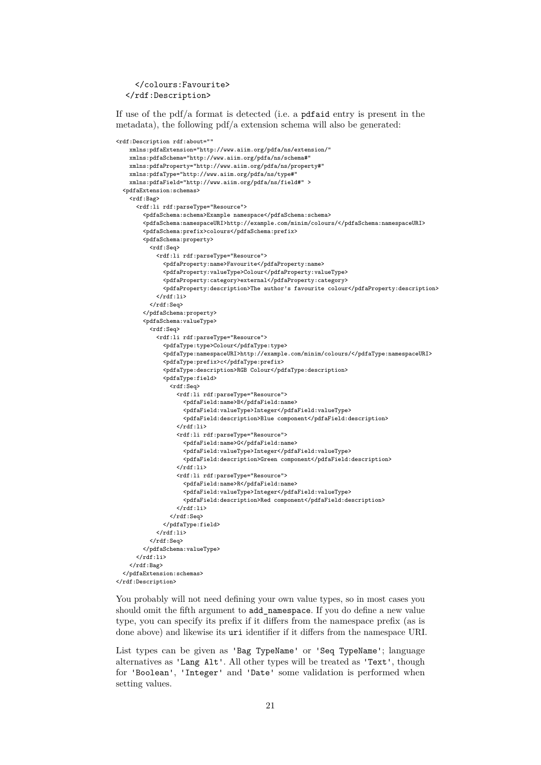```
    </colours:Favourite>
  </rdf:Description>
```

If use of the pdf/a format is detected (i.e. a `pdfaid` entry is present in the metadata), the following pdf/a extension schema will also be generated:

```
<rdf:Description rdf:about=""
    xmlns:pdfaExtension="http://www.aiim.org/pdfa/ns/extension/"
    xmlns:pdfaSchema="http://www.aiim.org/pdfa/ns/schema#"
    xmlns:pdfaProperty="http://www.aiim.org/pdfa/ns/property#"
    xmlns:pdfaType="http://www.aiim.org/pdfa/ns/type#"
    xmlns:pdfaField="http://www.aiim.org/pdfa/ns/field#" >
  <pdfaExtension:schemas>
    <rdf:Bag>
      <rdf:li rdf:parseType="Resource">
        <pdfaSchema:schema>Example namespace</pdfaSchema:schema>
        <pdfaSchema:namespaceURI>http://example.com/minim/colours/</pdfaSchema:namespaceURI>
        <pdfaSchema:prefix>colours</pdfaSchema:prefix>
        <pdfaSchema:property>
          <rdf:Seq>
            <rdf:li rdf:parseType="Resource">
              <pdfaProperty:name>Favourite</pdfaProperty:name>
              <pdfaProperty:valueType>Colour</pdfaProperty:valueType>
              <pdfaProperty:category>external</pdfaProperty:category>
              <pdfaProperty:description>The author's favourite colour</pdfaProperty:description>
            </rdf:li>
          </rdf:Seq>
        </pdfaSchema:property>
        <pdfaSchema:valueType>
          <rdf:Seq>
            <rdf:li rdf:parseType="Resource">
              <pdfaType:type>Colour</pdfaType:type>
              <pdfaType:namespaceURI>http://example.com/minim/colours/</pdfaType:namespaceURI>
              <pdfaType:prefix>c</pdfaType:prefix>
              <pdfaType:description>RGB Colour</pdfaType:description>
              <pdfaType:field>
                <rdf:Seq>
                  <rdf:li rdf:parseType="Resource">
                    <pdfaField:name>B</pdfaField:name>
                    <pdfaField:valueType>Integer</pdfaField:valueType>
                    <pdfaField:description>Blue component</pdfaField:description>
                  </rdf:li>
                  <rdf:li rdf:parseType="Resource">
                    <pdfaField:name>G</pdfaField:name>
                    <pdfaField:valueType>Integer</pdfaField:valueType>
                    <pdfaField:description>Green component</pdfaField:description>
                  </rdf:li>
                  <rdf:li rdf:parseType="Resource">
                    <pdfaField:name>R</pdfaField:name>
                    <pdfaField:valueType>Integer</pdfaField:valueType>
                    <pdfaField:description>Red component</pdfaField:description>
                  </rdf:li>
                </rdf:Seq>
              </pdfaType:field>
            </rdf:li>
          </rdf:Seq>
        </pdfaSchema:valueType>
      </rdf:li>
    </rdf:Bag>
  </pdfaExtension:schemas>
</rdf:Description>
```

You probably will not need defining your own value types, so in most cases you should omit the fifth argument to `add_namespace`. If you do define a new value type, you can specify its prefix if it differs from the namespace prefix (as is done above) and likewise its `uri` identifier if it differs from the namespace URI.

List types can be given as `'Bag TypeName'` or `'Seq TypeName'`; language alternatives as `'Lang Alt'`. All other types will be treated as `'Text'`, though for `'Boolean'`, `'Integer'` and `'Date'` some validation is performed when setting values.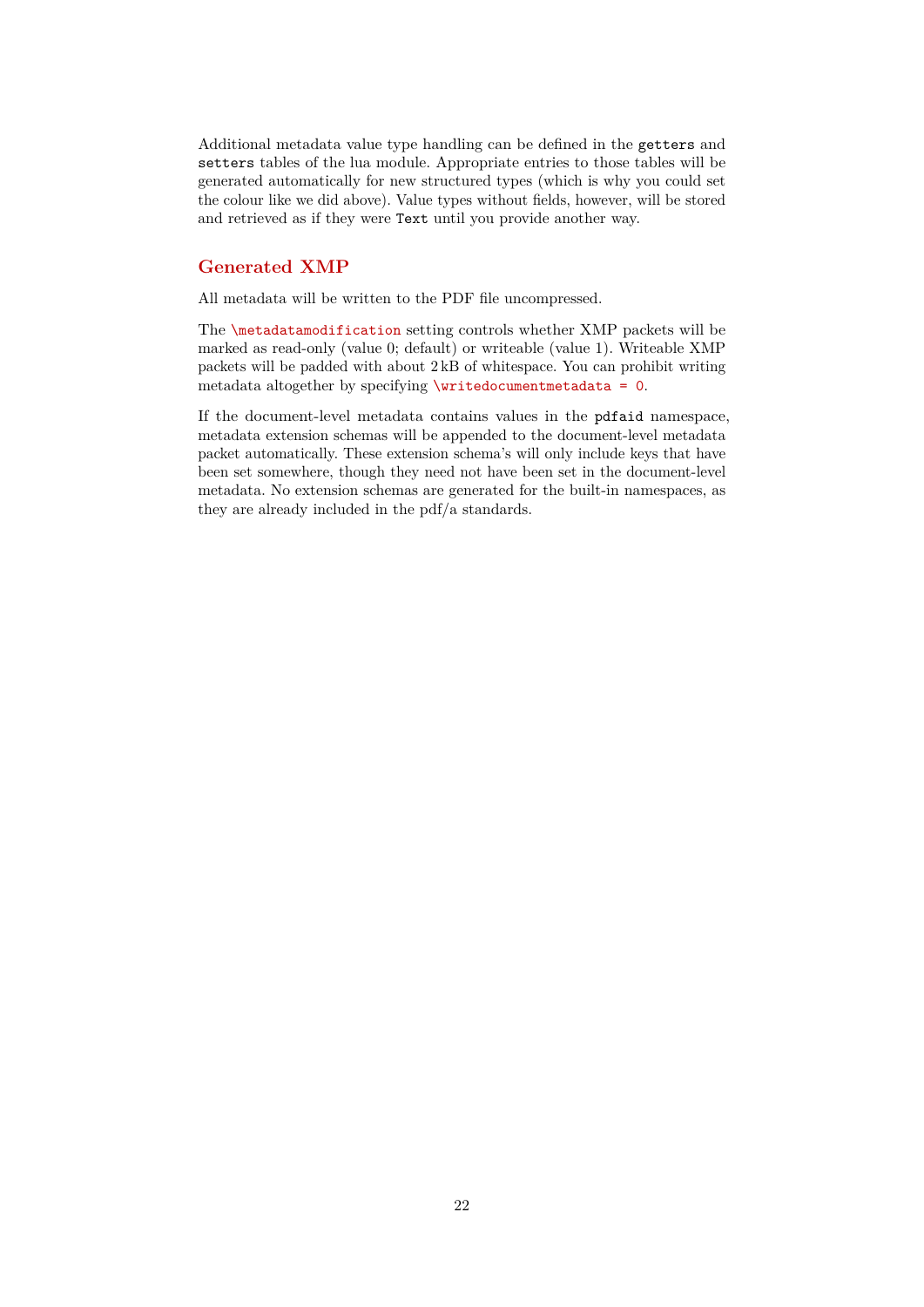Additional metadata value type handling can be defined in the `getters` and `setters` tables of the lua module. Appropriate entries to those tables will be generated automatically for new structured types (which is why you could set the colour like we did above). Value types without fields, however, will be stored and retrieved as if they were `Text` until you provide another way.

## Generated XMP

All metadata will be written to the PDF file uncompressed.

The `\metadatamodification` setting controls whether XMP packets will be marked as read-only (value 0; default) or writeable (value 1). Writeable XMP packets will be padded with about 2 kB of whitespace. You can prohibit writing metadata altogether by specifying `\writedocumentmetadata = 0`.

If the document-level metadata contains values in the `pdfaid` namespace, metadata extension schemas will be appended to the document-level metadata packet automatically. These extension schema's will only include keys that have been set somewhere, though they need not have been set in the document-level metadata. No extension schemas are generated for the built-in namespaces, as they are already included in the pdf/a standards.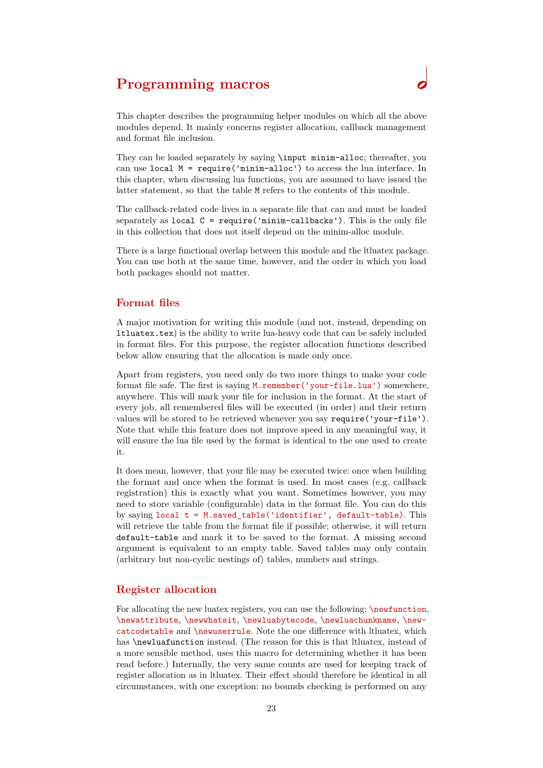# Programming macros

This chapter describes the programming helper modules on which all the above modules depend. It mainly concerns register allocation, callback management and format file inclusion.

They can be loaded separately by saying `\input minim-alloc`; thereafter, you can use `local M = require('minim-alloc')` to access the lua interface. In this chapter, when discussing lua functions, you are assumed to have issued the latter statement, so that the table `M` refers to the contents of this module.

The callback-related code lives in a separate file that can and must be loaded separately as `local C = require('minim-callbacks')`. This is the only file in this collection that does not itself depend on the minim-alloc module.

There is a large functional overlap between this module and the ltluatex package. You can use both at the same time, however, and the order in which you load both packages should not matter.

## Format files

A major motivation for writing this module (and not, instead, depending on `ltluatex.tex`) is the ability to write lua-heavy code that can be safely included in format files. For this purpose, the register allocation functions described below allow ensuring that the allocation is made only once.

Apart from registers, you need only do two more things to make your code format file safe. The first is saying `M.remember('your-file.lua')` somewhere, anywhere. This will mark your file for inclusion in the format. At the start of every job, all remembered files will be executed (in order) and their return values will be stored to be retrieved whenever you say `require('your-file')`. Note that while this feature does not improve speed in any meaningful way, it will ensure the lua file used by the format is identical to the one used to create it.

It does mean, however, that your file may be executed twice: once when building the format and once when the format is used. In most cases (e.g. callback registration) this is exactly what you want. Sometimes however, you may need to store variable (configurable) data in the format file. You can do this by saying `local t = M.saved_table('identifier', default-table)`. This will retrieve the table from the format file if possible; otherwise, it will return `default-table` and mark it to be saved to the format. A missing second argument is equivalent to an empty table. Saved tables may only contain (arbitrary but non-cyclic nestings of) tables, numbers and strings.

## Register allocation

For allocating the new luatex registers, you can use the following: `\newfunction`, `\newattribute`, `\newwhatsit`, `\newluabytecode`, `\newluachunkname`, `\newcatcodetable` and `\newuserrule`. Note the one difference with ltluatex, which has `\newluafunction` instead. (The reason for this is that ltluatex, instead of a more sensible method, uses this macro for determining whether it has been read before.) Internally, the very same counts are used for keeping track of register allocation as in ltluatex. Their effect should therefore be identical in all circumstances, with one exception: no bounds checking is performed on any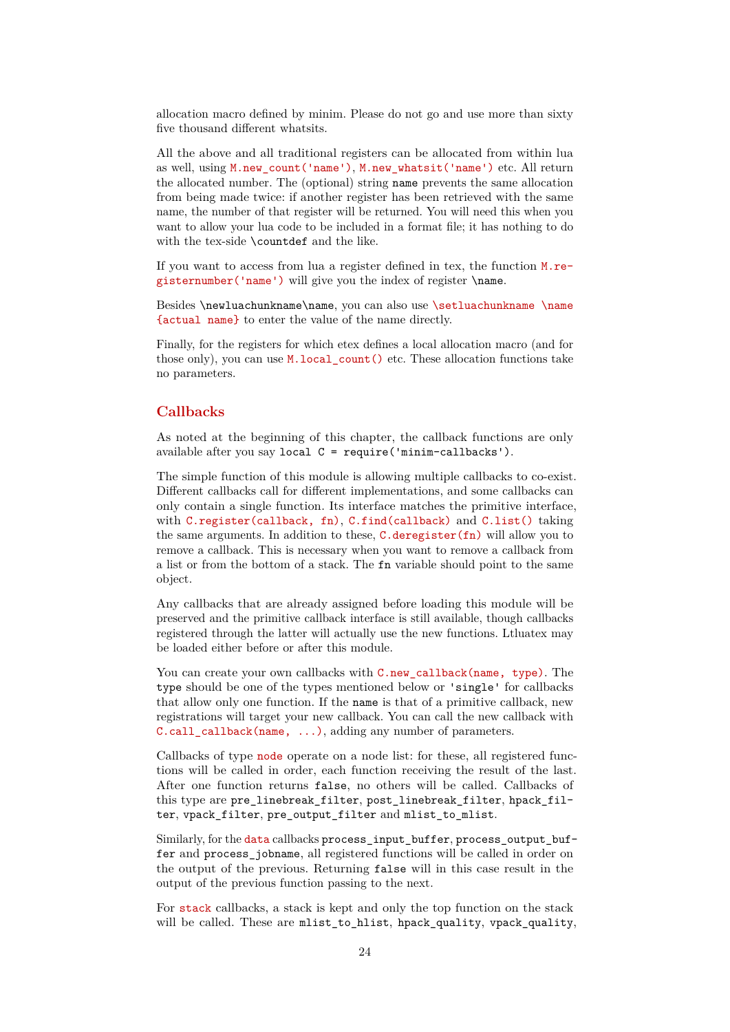allocation macro defined by minim. Please do not go and use more than sixty five thousand different whatsits.

All the above and all traditional registers can be allocated from within lua as well, using `M.new_count('name')`, `M.new_whatsit('name')` etc. All return the allocated number. The (optional) string `name` prevents the same allocation from being made twice: if another register has been retrieved with the same name, the number of that register will be returned. You will need this when you want to allow your lua code to be included in a format file; it has nothing to do with the tex-side `\countdef` and the like.

If you want to access from lua a register defined in tex, the function `M.registernumber('name')` will give you the index of register `\name`.

Besides `\newluachunkname\name`, you can also use `\setluachunkname \name {actual name}` to enter the value of the name directly.

Finally, for the registers for which etex defines a local allocation macro (and for those only), you can use `M.local_count()` etc. These allocation functions take no parameters.

## Callbacks

As noted at the beginning of this chapter, the callback functions are only available after you say `local C = require('minim-callbacks')`.

The simple function of this module is allowing multiple callbacks to co-exist. Different callbacks call for different implementations, and some callbacks can only contain a single function. Its interface matches the primitive interface, with `C.register(callback, fn)`, `C.find(callback)` and `C.list()` taking the same arguments. In addition to these, `C.deregister(fn)` will allow you to remove a callback. This is necessary when you want to remove a callback from a list or from the bottom of a stack. The `fn` variable should point to the same object.

Any callbacks that are already assigned before loading this module will be preserved and the primitive callback interface is still available, though callbacks registered through the latter will actually use the new functions. Ltluatex may be loaded either before or after this module.

You can create your own callbacks with `C.new_callback(name, type)`. The `type` should be one of the types mentioned below or `'single'` for callbacks that allow only one function. If the `name` is that of a primitive callback, new registrations will target your new callback. You can call the new callback with `C.call_callback(name, ...)`, adding any number of parameters.

Callbacks of type `node` operate on a node list: for these, all registered functions will be called in order, each function receiving the result of the last. After one function returns `false`, no others will be called. Callbacks of this type are `pre_linebreak_filter`, `post_linebreak_filter`, `hpack_filter`, `vpack_filter`, `pre_output_filter` and `mlist_to_mlist`.

Similarly, for the `data` callbacks `process_input_buffer`, `process_output_buffer` and `process_jobname`, all registered functions will be called in order on the output of the previous. Returning `false` will in this case result in the output of the previous function passing to the next.

For `stack` callbacks, a stack is kept and only the top function on the stack will be called. These are `mlist_to_hlist`, `hpack_quality`, `vpack_quality`,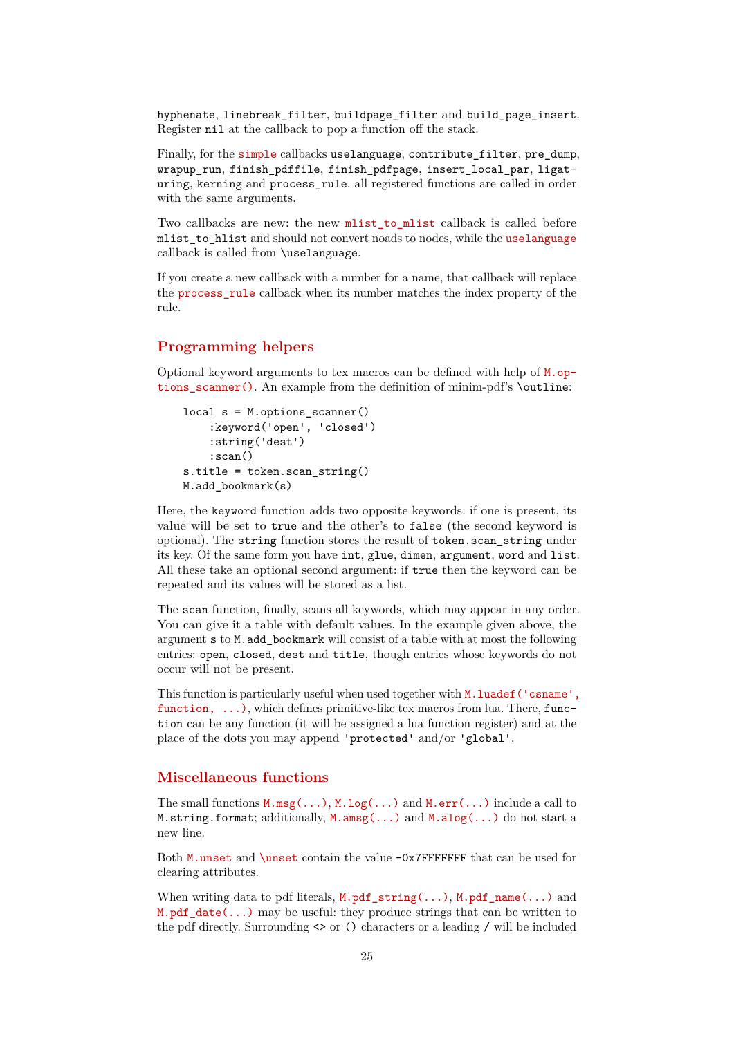hyphenate, linebreak_filter, buildpage_filter and build_page_insert. Register nil at the callback to pop a function off the stack.

Finally, for the simple callbacks uselanguage, contribute_filter, pre_dump, wrapup_run, finish_pdffile, finish_pdfpage, insert_local_par, ligaturing, kerning and process_rule. all registered functions are called in order with the same arguments.

Two callbacks are new: the new mlist_to_mlist callback is called before mlist_to_hlist and should not convert noads to nodes, while the uselanguage callback is called from \uselanguage.

If you create a new callback with a number for a name, that callback will replace the process_rule callback when its number matches the index property of the rule.

## Programming helpers

Optional keyword arguments to tex macros can be defined with help of M.options_scanner(). An example from the definition of minim-pdf's \outline:

```
local s = M.options_scanner()
    :keyword('open', 'closed')
    :string('dest')
    :scan()
s.title = token.scan_string()
M.add_bookmark(s)
```

Here, the keyword function adds two opposite keywords: if one is present, its value will be set to true and the other's to false (the second keyword is optional). The string function stores the result of token.scan_string under its key. Of the same form you have int, glue, dimen, argument, word and list. All these take an optional second argument: if true then the keyword can be repeated and its values will be stored as a list.

The scan function, finally, scans all keywords, which may appear in any order. You can give it a table with default values. In the example given above, the argument s to M.add_bookmark will consist of a table with at most the following entries: open, closed, dest and title, though entries whose keywords do not occur will not be present.

This function is particularly useful when used together with M.luadef('csname', function, ...), which defines primitive-like tex macros from lua. There, function can be any function (it will be assigned a lua function register) and at the place of the dots you may append 'protected' and/or 'global'.

## Miscellaneous functions

The small functions M.msg(...), M.log(...) and M.err(...) include a call to M.string.format; additionally, M.amsg(...) and M.alog(...) do not start a new line.

Both M.unset and \unset contain the value -0x7FFFFFFF that can be used for clearing attributes.

When writing data to pdf literals, M.pdf_string(...), M.pdf_name(...) and M.pdf_date(...) may be useful: they produce strings that can be written to the pdf directly. Surrounding <> or () characters or a leading / will be included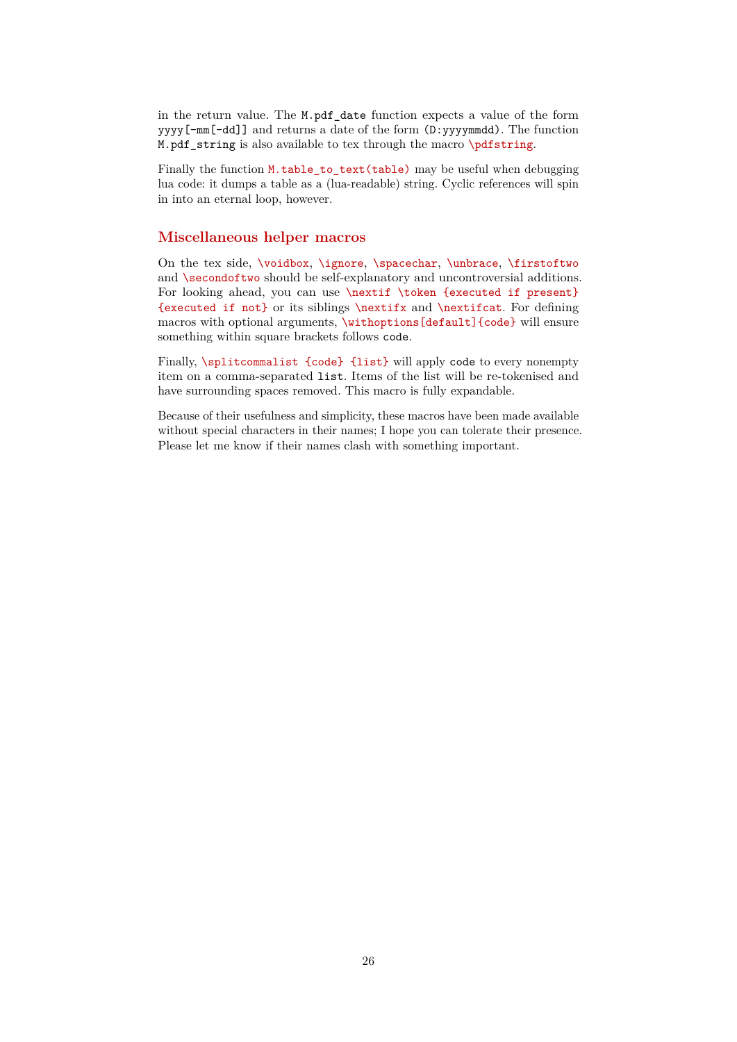in the return value. The `M.pdf_date` function expects a value of the form `yyyy[-mm[-dd]]` and returns a date of the form `(D:yyyymmdd)`. The function `M.pdf_string` is also available to tex through the macro `\pdfstring`.

Finally the function `M.table_to_text(table)` may be useful when debugging lua code: it dumps a table as a (lua-readable) string. Cyclic references will spin in into an eternal loop, however.

## Miscellaneous helper macros

On the tex side, `\voidbox`, `\ignore`, `\spacechar`, `\unbrace`, `\firstoftwo` and `\secondoftwo` should be self-explanatory and uncontroversial additions. For looking ahead, you can use `\nextif \token {executed if present} {executed if not}` or its siblings `\nextifx` and `\nextifcat`. For defining macros with optional arguments, `\withoptions[default]{code}` will ensure something within square brackets follows `code`.

Finally, `\splitcommalist {code} {list}` will apply `code` to every nonempty item on a comma-separated `list`. Items of the list will be re-tokenised and have surrounding spaces removed. This macro is fully expandable.

Because of their usefulness and simplicity, these macros have been made available without special characters in their names; I hope you can tolerate their presence. Please let me know if their names clash with something important.